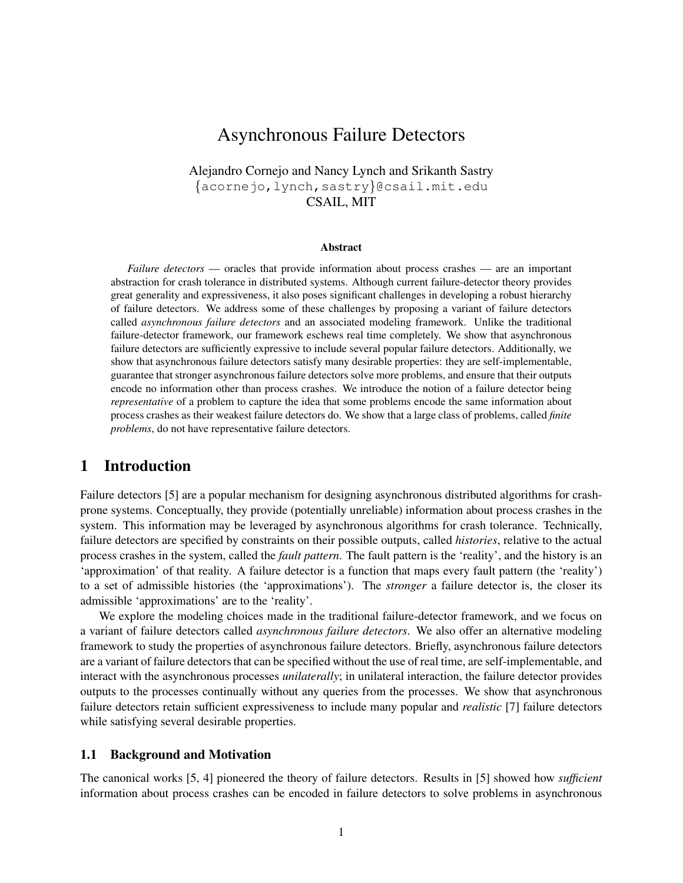# Asynchronous Failure Detectors

Alejandro Cornejo and Nancy Lynch and Srikanth Sastry
{acornejo,lynch,sastry}@csail.mit.edu
CSAIL, MIT

### Abstract

*Failure detectors* — oracles that provide information about process crashes — are an important abstraction for crash tolerance in distributed systems. Although current failure-detector theory provides great generality and expressiveness, it also poses significant challenges in developing a robust hierarchy of failure detectors. We address some of these challenges by proposing a variant of failure detectors called *asynchronous failure detectors* and an associated modeling framework. Unlike the traditional failure-detector framework, our framework eschews real time completely. We show that asynchronous failure detectors are sufficiently expressive to include several popular failure detectors. Additionally, we show that asynchronous failure detectors satisfy many desirable properties: they are self-implementable, guarantee that stronger asynchronous failure detectors solve more problems, and ensure that their outputs encode no information other than process crashes. We introduce the notion of a failure detector being *representative* of a problem to capture the idea that some problems encode the same information about process crashes as their weakest failure detectors do. We show that a large class of problems, called *finite problems*, do not have representative failure detectors.

## 1 Introduction

Failure detectors [5] are a popular mechanism for designing asynchronous distributed algorithms for crash-prone systems. Conceptually, they provide (potentially unreliable) information about process crashes in the system. This information may be leveraged by asynchronous algorithms for crash tolerance. Technically, failure detectors are specified by constraints on their possible outputs, called *histories*, relative to the actual process crashes in the system, called the *fault pattern*. The fault pattern is the 'reality', and the history is an 'approximation' of that reality. A failure detector is a function that maps every fault pattern (the 'reality') to a set of admissible histories (the 'approximations'). The *stronger* a failure detector is, the closer its admissible 'approximations' are to the 'reality'.

We explore the modeling choices made in the traditional failure-detector framework, and we focus on a variant of failure detectors called *asynchronous failure detectors*. We also offer an alternative modeling framework to study the properties of asynchronous failure detectors. Briefly, asynchronous failure detectors are a variant of failure detectors that can be specified without the use of real time, are self-implementable, and interact with the asynchronous processes *unilaterally*; in unilateral interaction, the failure detector provides outputs to the processes continually without any queries from the processes. We show that asynchronous failure detectors retain sufficient expressiveness to include many popular and *realistic* [7] failure detectors while satisfying several desirable properties.

### 1.1 Background and Motivation

The canonical works [5, 4] pioneered the theory of failure detectors. Results in [5] showed how *sufficient* information about process crashes can be encoded in failure detectors to solve problems in asynchronous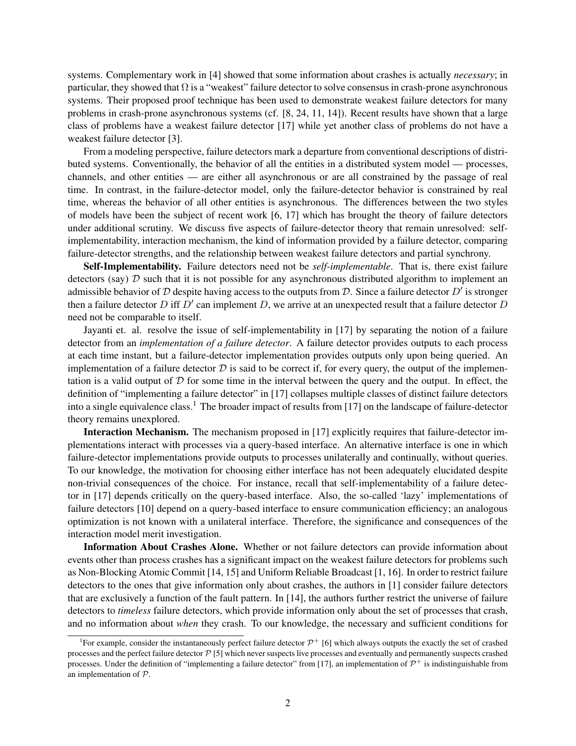systems. Complementary work in [4] showed that some information about crashes is actually *necessary*; in particular, they showed that $\Omega$ is a "weakest" failure detector to solve consensus in crash-prone asynchronous systems. Their proposed proof technique has been used to demonstrate weakest failure detectors for many problems in crash-prone asynchronous systems (cf. [8, 24, 11, 14]). Recent results have shown that a large class of problems have a weakest failure detector [17] while yet another class of problems do not have a weakest failure detector [3].

From a modeling perspective, failure detectors mark a departure from conventional descriptions of distributed systems. Conventionally, the behavior of all the entities in a distributed system model — processes, channels, and other entities — are either all asynchronous or are all constrained by the passage of real time. In contrast, in the failure-detector model, only the failure-detector behavior is constrained by real time, whereas the behavior of all other entities is asynchronous. The differences between the two styles of models have been the subject of recent work [6, 17] which has brought the theory of failure detectors under additional scrutiny. We discuss five aspects of failure-detector theory that remain unresolved: self-implementability, interaction mechanism, the kind of information provided by a failure detector, comparing failure-detector strengths, and the relationship between weakest failure detectors and partial synchrony.

**Self-Implementability.** Failure detectors need not be *self-implementable*. That is, there exist failure detectors (say) $\mathcal{D}$ such that it is not possible for any asynchronous distributed algorithm to implement an admissible behavior of $\mathcal{D}$ despite having access to the outputs from $\mathcal{D}$. Since a failure detector $D'$ is stronger then a failure detector $D$ iff $D'$ can implement $D$, we arrive at an unexpected result that a failure detector $D$ need not be comparable to itself.

Jayanti et. al. resolve the issue of self-implementability in [17] by separating the notion of a failure detector from an *implementation of a failure detector*. A failure detector provides outputs to each process at each time instant, but a failure-detector implementation provides outputs only upon being queried. An implementation of a failure detector $\mathcal{D}$ is said to be correct if, for every query, the output of the implementation is a valid output of $\mathcal{D}$ for some time in the interval between the query and the output. In effect, the definition of "implementing a failure detector" in [17] collapses multiple classes of distinct failure detectors into a single equivalence class.[1] The broader impact of results from [17] on the landscape of failure-detector theory remains unexplored.

**Interaction Mechanism.** The mechanism proposed in [17] explicitly requires that failure-detector implementations interact with processes via a query-based interface. An alternative interface is one in which failure-detector implementations provide outputs to processes unilaterally and continually, without queries. To our knowledge, the motivation for choosing either interface has not been adequately elucidated despite non-trivial consequences of the choice. For instance, recall that self-implementability of a failure detector in [17] depends critically on the query-based interface. Also, the so-called 'lazy' implementations of failure detectors [10] depend on a query-based interface to ensure communication efficiency; an analogous optimization is not known with a unilateral interface. Therefore, the significance and consequences of the interaction model merit investigation.

**Information About Crashes Alone.** Whether or not failure detectors can provide information about events other than process crashes has a significant impact on the weakest failure detectors for problems such as Non-Blocking Atomic Commit [14, 15] and Uniform Reliable Broadcast [1, 16]. In order to restrict failure detectors to the ones that give information only about crashes, the authors in [1] consider failure detectors that are exclusively a function of the fault pattern. In [14], the authors further restrict the universe of failure detectors to *timeless* failure detectors, which provide information only about the set of processes that crash, and no information about *when* they crash. To our knowledge, the necessary and sufficient conditions for

[1] For example, consider the instantaneously perfect failure detector $\mathcal{P}^+$ [6] which always outputs the exactly the set of crashed processes and the perfect failure detector $\mathcal{P}$ [5] which never suspects live processes and eventually and permanently suspects crashed processes. Under the definition of "implementing a failure detector" from [17], an implementation of $\mathcal{P}^+$ is indistinguishable from an implementation of $\mathcal{P}$.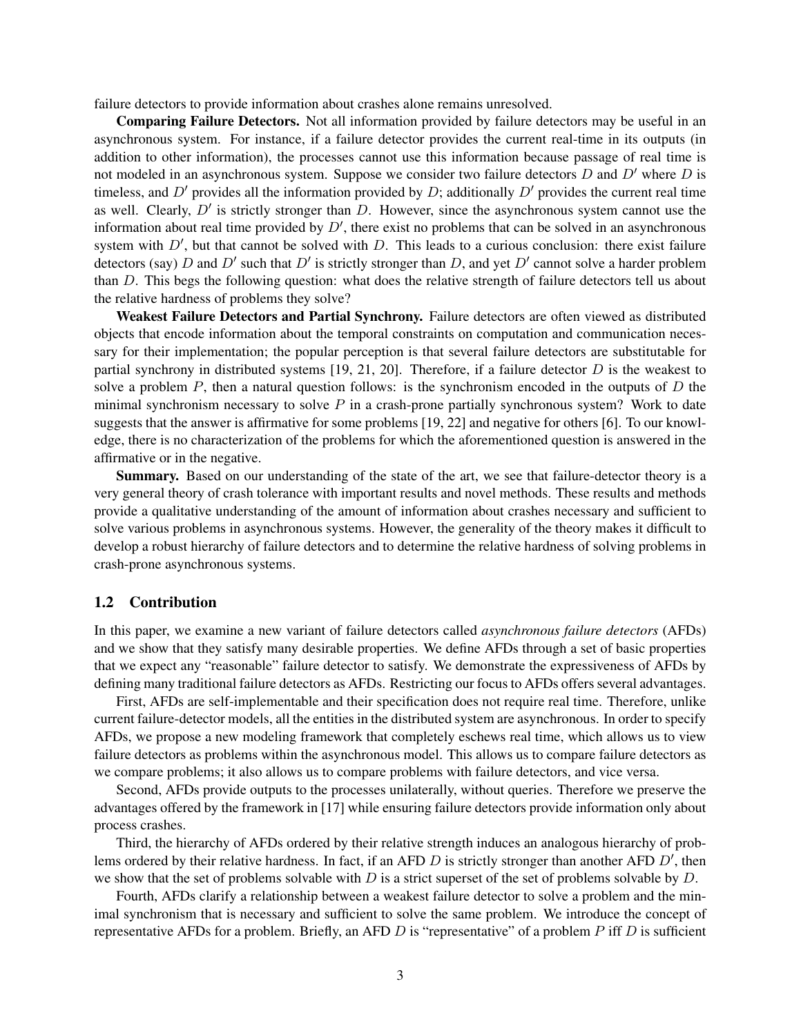failure detectors to provide information about crashes alone remains unresolved.

**Comparing Failure Detectors.** Not all information provided by failure detectors may be useful in an asynchronous system. For instance, if a failure detector provides the current real-time in its outputs (in addition to other information), the processes cannot use this information because passage of real time is not modeled in an asynchronous system. Suppose we consider two failure detectors $D$ and $D'$ where $D$ is timeless, and $D'$ provides all the information provided by $D$; additionally $D'$ provides the current real time as well. Clearly, $D'$ is strictly stronger than $D$. However, since the asynchronous system cannot use the information about real time provided by $D'$, there exist no problems that can be solved in an asynchronous system with $D'$, but that cannot be solved with $D$. This leads to a curious conclusion: there exist failure detectors (say) $D$ and $D'$ such that $D'$ is strictly stronger than $D$, and yet $D'$ cannot solve a harder problem than $D$. This begs the following question: what does the relative strength of failure detectors tell us about the relative hardness of problems they solve?

**Weakest Failure Detectors and Partial Synchrony.** Failure detectors are often viewed as distributed objects that encode information about the temporal constraints on computation and communication necessary for their implementation; the popular perception is that several failure detectors are substitutable for partial synchrony in distributed systems [19, 21, 20]. Therefore, if a failure detector $D$ is the weakest to solve a problem $P$, then a natural question follows: is the synchronism encoded in the outputs of $D$ the minimal synchronism necessary to solve $P$ in a crash-prone partially synchronous system? Work to date suggests that the answer is affirmative for some problems [19, 22] and negative for others [6]. To our knowledge, there is no characterization of the problems for which the aforementioned question is answered in the affirmative or in the negative.

**Summary.** Based on our understanding of the state of the art, we see that failure-detector theory is a very general theory of crash tolerance with important results and novel methods. These results and methods provide a qualitative understanding of the amount of information about crashes necessary and sufficient to solve various problems in asynchronous systems. However, the generality of the theory makes it difficult to develop a robust hierarchy of failure detectors and to determine the relative hardness of solving problems in crash-prone asynchronous systems.

## 1.2 Contribution

In this paper, we examine a new variant of failure detectors called *asynchronous failure detectors* (AFDs) and we show that they satisfy many desirable properties. We define AFDs through a set of basic properties that we expect any "reasonable" failure detector to satisfy. We demonstrate the expressiveness of AFDs by defining many traditional failure detectors as AFDs. Restricting our focus to AFDs offers several advantages.

First, AFDs are self-implementable and their specification does not require real time. Therefore, unlike current failure-detector models, all the entities in the distributed system are asynchronous. In order to specify AFDs, we propose a new modeling framework that completely eschews real time, which allows us to view failure detectors as problems within the asynchronous model. This allows us to compare failure detectors as we compare problems; it also allows us to compare problems with failure detectors, and vice versa.

Second, AFDs provide outputs to the processes unilaterally, without queries. Therefore we preserve the advantages offered by the framework in [17] while ensuring failure detectors provide information only about process crashes.

Third, the hierarchy of AFDs ordered by their relative strength induces an analogous hierarchy of problems ordered by their relative hardness. In fact, if an AFD $D$ is strictly stronger than another AFD $D'$, then we show that the set of problems solvable with $D$ is a strict superset of the set of problems solvable by $D$.

Fourth, AFDs clarify a relationship between a weakest failure detector to solve a problem and the minimal synchronism that is necessary and sufficient to solve the same problem. We introduce the concept of representative AFDs for a problem. Briefly, an AFD $D$ is "representative" of a problem $P$ iff $D$ is sufficient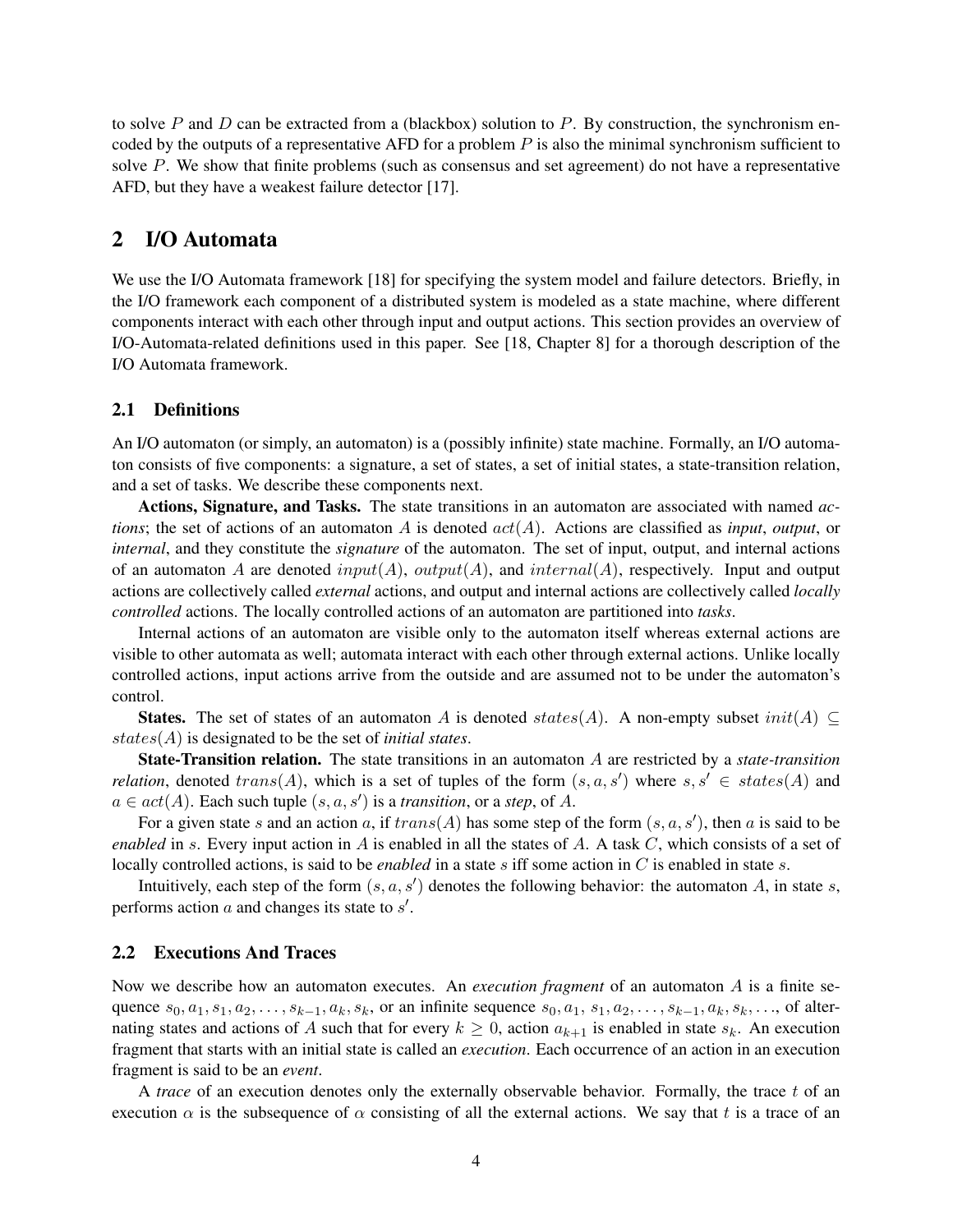to solve $P$ and $D$ can be extracted from a (blackbox) solution to $P$. By construction, the synchronism encoded by the outputs of a representative AFD for a problem $P$ is also the minimal synchronism sufficient to solve $P$. We show that finite problems (such as consensus and set agreement) do not have a representative AFD, but they have a weakest failure detector [17].

## 2 I/O Automata

We use the I/O Automata framework [18] for specifying the system model and failure detectors. Briefly, in the I/O framework each component of a distributed system is modeled as a state machine, where different components interact with each other through input and output actions. This section provides an overview of I/O-Automata-related definitions used in this paper. See [18, Chapter 8] for a thorough description of the I/O Automata framework.

### 2.1 Definitions

An I/O automaton (or simply, an automaton) is a (possibly infinite) state machine. Formally, an I/O automaton consists of five components: a signature, a set of states, a set of initial states, a state-transition relation, and a set of tasks. We describe these components next.

**Actions, Signature, and Tasks.** The state transitions in an automaton are associated with named *actions*; the set of actions of an automaton $A$ is denoted $act(A)$. Actions are classified as *input*, *output*, or *internal*, and they constitute the *signature* of the automaton. The set of input, output, and internal actions of an automaton $A$ are denoted $input(A)$, $output(A)$, and $internal(A)$, respectively. Input and output actions are collectively called *external* actions, and output and internal actions are collectively called *locally controlled* actions. The locally controlled actions of an automaton are partitioned into *tasks*.

Internal actions of an automaton are visible only to the automaton itself whereas external actions are visible to other automata as well; automata interact with each other through external actions. Unlike locally controlled actions, input actions arrive from the outside and are assumed not to be under the automaton's control.

**States.** The set of states of an automaton $A$ is denoted $states(A)$. A non-empty subset $init(A) \subseteq states(A)$ is designated to be the set of *initial states*.

**State-Transition relation.** The state transitions in an automaton $A$ are restricted by a *state-transition relation*, denoted $trans(A)$, which is a set of tuples of the form $(s, a, s')$ where $s, s' \in states(A)$ and $a \in act(A)$. Each such tuple $(s, a, s')$ is a *transition*, or a *step*, of $A$.

For a given state $s$ and an action $a$, if $trans(A)$ has some step of the form $(s, a, s')$, then $a$ is said to be *enabled* in $s$. Every input action in $A$ is enabled in all the states of $A$. A task $C$, which consists of a set of locally controlled actions, is said to be *enabled* in a state $s$ iff some action in $C$ is enabled in state $s$.

Intuitively, each step of the form $(s, a, s')$ denotes the following behavior: the automaton $A$, in state $s$, performs action $a$ and changes its state to $s'$.

### 2.2 Executions And Traces

Now we describe how an automaton executes. An *execution fragment* of an automaton $A$ is a finite sequence $s_0, a_1, s_1, a_2, \ldots, s_{k-1}, a_k, s_k$, or an infinite sequence $s_0, a_1, s_1, a_2, \ldots, s_{k-1}, a_k, s_k, \ldots$, of alternating states and actions of $A$ such that for every $k \geq 0$, action $a_{k+1}$ is enabled in state $s_k$. An execution fragment that starts with an initial state is called an *execution*. Each occurrence of an action in an execution fragment is said to be an *event*.

A *trace* of an execution denotes only the externally observable behavior. Formally, the trace $t$ of an execution $\alpha$ is the subsequence of $\alpha$ consisting of all the external actions. We say that $t$ is a trace of an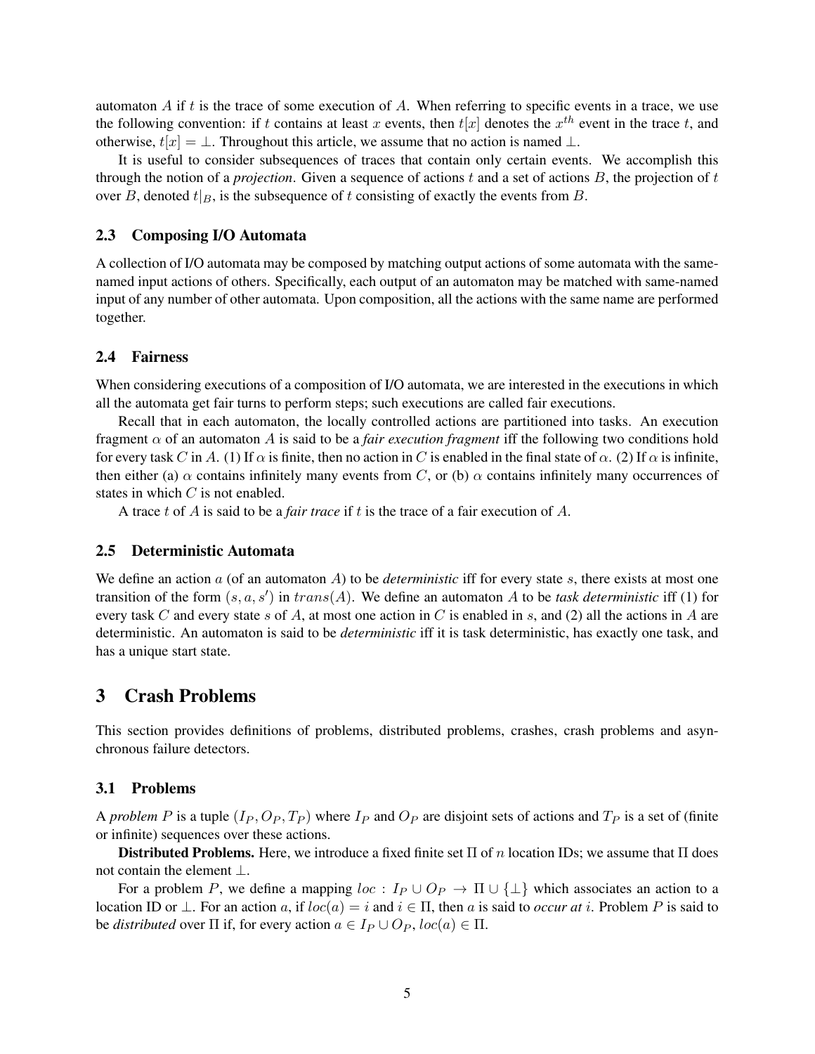automaton $A$ if $t$ is the trace of some execution of $A$. When referring to specific events in a trace, we use the following convention: if $t$ contains at least $x$ events, then $t[x]$ denotes the $x^{th}$ event in the trace $t$, and otherwise, $t[x] = \bot$. Throughout this article, we assume that no action is named $\bot$.

It is useful to consider subsequences of traces that contain only certain events. We accomplish this through the notion of a *projection*. Given a sequence of actions $t$ and a set of actions $B$, the projection of $t$ over $B$, denoted $t|_B$, is the subsequence of $t$ consisting of exactly the events from $B$.

### 2.3 Composing I/O Automata

A collection of I/O automata may be composed by matching output actions of some automata with the same-named input actions of others. Specifically, each output of an automaton may be matched with same-named input of any number of other automata. Upon composition, all the actions with the same name are performed together.

### 2.4 Fairness

When considering executions of a composition of I/O automata, we are interested in the executions in which all the automata get fair turns to perform steps; such executions are called fair executions.

Recall that in each automaton, the locally controlled actions are partitioned into tasks. An execution fragment $\alpha$ of an automaton $A$ is said to be a *fair execution fragment* iff the following two conditions hold for every task $C$ in $A$. (1) If $\alpha$ is finite, then no action in $C$ is enabled in the final state of $\alpha$. (2) If $\alpha$ is infinite, then either (a) $\alpha$ contains infinitely many events from $C$, or (b) $\alpha$ contains infinitely many occurrences of states in which $C$ is not enabled.

A trace $t$ of $A$ is said to be a *fair trace* if $t$ is the trace of a fair execution of $A$.

### 2.5 Deterministic Automata

We define an action $a$ (of an automaton $A$) to be *deterministic* iff for every state $s$, there exists at most one transition of the form $(s, a, s')$ in $trans(A)$. We define an automaton $A$ to be *task deterministic* iff (1) for every task $C$ and every state $s$ of $A$, at most one action in $C$ is enabled in $s$, and (2) all the actions in $A$ are deterministic. An automaton is said to be *deterministic* iff it is task deterministic, has exactly one task, and has a unique start state.

## 3 Crash Problems

This section provides definitions of problems, distributed problems, crashes, crash problems and asynchronous failure detectors.

### 3.1 Problems

A *problem* $P$ is a tuple $(I_P, O_P, T_P)$ where $I_P$ and $O_P$ are disjoint sets of actions and $T_P$ is a set of (finite or infinite) sequences over these actions.

**Distributed Problems.** Here, we introduce a fixed finite set $\Pi$ of $n$ location IDs; we assume that $\Pi$ does not contain the element $\bot$.

For a problem $P$, we define a mapping $loc : I_P \cup O_P \rightarrow \Pi \cup \{\bot\}$ which associates an action to a location ID or $\bot$. For an action $a$, if $loc(a) = i$ and $i \in \Pi$, then $a$ is said to *occur at* $i$. Problem $P$ is said to be *distributed* over $\Pi$ if, for every action $a \in I_P \cup O_P$, $loc(a) \in \Pi$.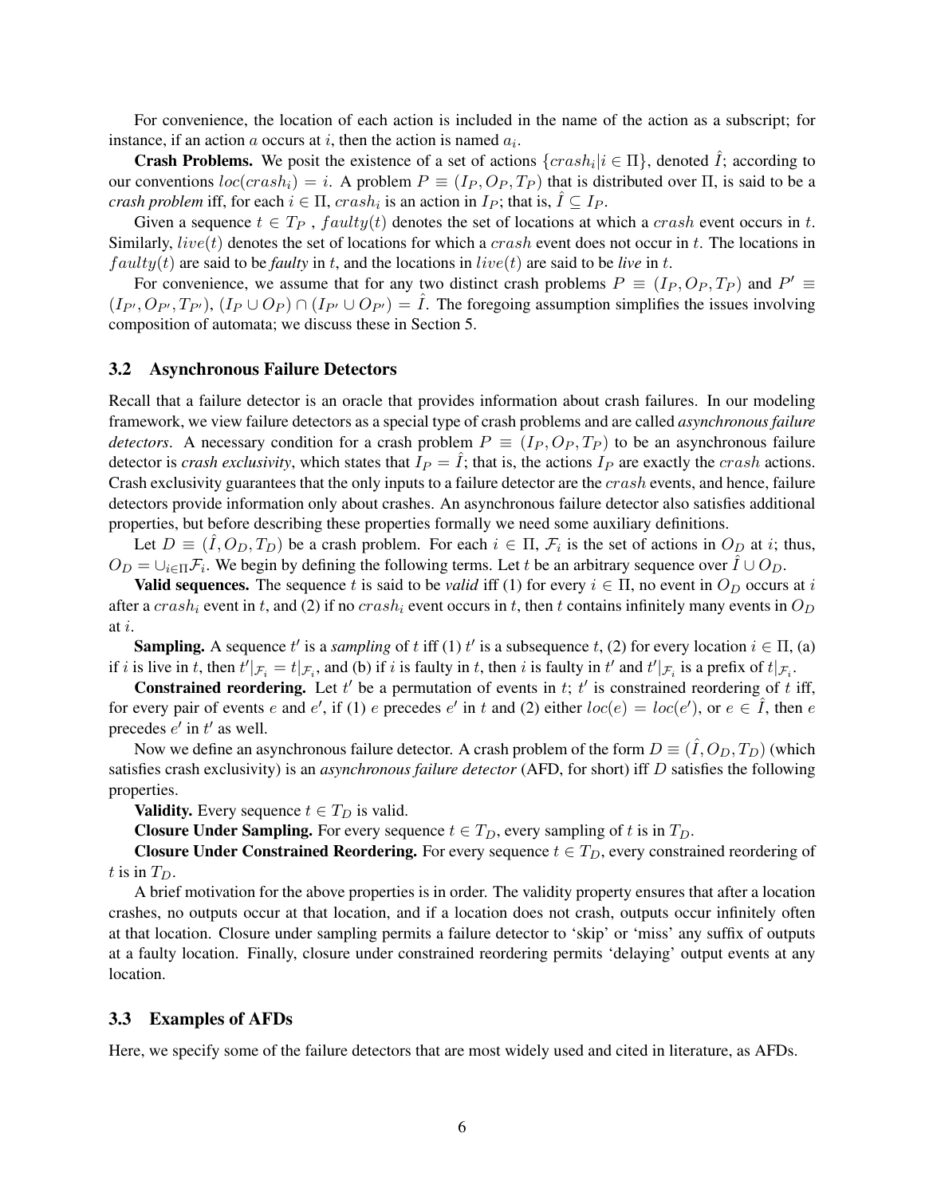For convenience, the location of each action is included in the name of the action as a subscript; for instance, if an action $a$ occurs at $i$, then the action is named $a_i$.

**Crash Problems.** We posit the existence of a set of actions $\{crash_i | i \in \Pi\}$, denoted $\hat{I}$; according to our conventions $loc(crash_i) = i$. A problem $P \equiv (I_P, O_P, T_P)$ that is distributed over $\Pi$, is said to be a *crash problem* iff, for each $i \in \Pi$, $crash_i$ is an action in $I_P$; that is, $\hat{I} \subseteq I_P$.

Given a sequence $t \in T_P$ , $faulty(t)$ denotes the set of locations at which a $crash$ event occurs in $t$. Similarly, $live(t)$ denotes the set of locations for which a $crash$ event does not occur in $t$. The locations in $faulty(t)$ are said to be *faulty* in $t$, and the locations in $live(t)$ are said to be *live* in $t$.

For convenience, we assume that for any two distinct crash problems $P \equiv (I_P, O_P, T_P)$ and $P' \equiv (I_{P'}, O_{P'}, T_{P'})$, $(I_P \cup O_P) \cap (I_{P'} \cup O_{P'}) = \hat{I}$. The foregoing assumption simplifies the issues involving composition of automata; we discuss these in Section 5.

### 3.2 Asynchronous Failure Detectors

Recall that a failure detector is an oracle that provides information about crash failures. In our modeling framework, we view failure detectors as a special type of crash problems and are called *asynchronous failure detectors*. A necessary condition for a crash problem $P \equiv (I_P, O_P, T_P)$ to be an asynchronous failure detector is *crash exclusivity*, which states that $I_P = \hat{I}$; that is, the actions $I_P$ are exactly the $crash$ actions. Crash exclusivity guarantees that the only inputs to a failure detector are the $crash$ events, and hence, failure detectors provide information only about crashes. An asynchronous failure detector also satisfies additional properties, but before describing these properties formally we need some auxiliary definitions.

Let $D \equiv (\hat{I}, O_D, T_D)$ be a crash problem. For each $i \in \Pi$, $\mathcal{F}_i$ is the set of actions in $O_D$ at $i$; thus, $O_D = \cup_{i \in \Pi} \mathcal{F}_i$. We begin by defining the following terms. Let $t$ be an arbitrary sequence over $\hat{I} \cup O_D$.

**Valid sequences.** The sequence $t$ is said to be *valid* iff (1) for every $i \in \Pi$, no event in $O_D$ occurs at $i$ after a $crash_i$ event in $t$, and (2) if no $crash_i$ event occurs in $t$, then $t$ contains infinitely many events in $O_D$ at $i$.

**Sampling.** A sequence $t'$ is a *sampling* of $t$ iff (1) $t'$ is a subsequence $t$, (2) for every location $i \in \Pi$, (a) if $i$ is live in $t$, then $t'|_{\mathcal{F}_i} = t|_{\mathcal{F}_i}$, and (b) if $i$ is faulty in $t$, then $i$ is faulty in $t'$ and $t'|_{\mathcal{F}_i}$ is a prefix of $t|_{\mathcal{F}_i}$.

**Constrained reordering.** Let $t'$ be a permutation of events in $t$; $t'$ is constrained reordering of $t$ iff, for every pair of events $e$ and $e'$, if (1) $e$ precedes $e'$ in $t$ and (2) either $loc(e) = loc(e')$, or $e \in \hat{I}$, then $e$ precedes $e'$ in $t'$ as well.

Now we define an asynchronous failure detector. A crash problem of the form $D \equiv (\hat{I}, O_D, T_D)$ (which satisfies crash exclusivity) is an *asynchronous failure detector* (AFD, for short) iff $D$ satisfies the following properties.

**Validity.** Every sequence $t \in T_D$ is valid.

**Closure Under Sampling.** For every sequence $t \in T_D$, every sampling of $t$ is in $T_D$.

**Closure Under Constrained Reordering.** For every sequence $t \in T_D$, every constrained reordering of $t$ is in $T_D$.

A brief motivation for the above properties is in order. The validity property ensures that after a location crashes, no outputs occur at that location, and if a location does not crash, outputs occur infinitely often at that location. Closure under sampling permits a failure detector to 'skip' or 'miss' any suffix of outputs at a faulty location. Finally, closure under constrained reordering permits 'delaying' output events at any location.

### 3.3 Examples of AFDs

Here, we specify some of the failure detectors that are most widely used and cited in literature, as AFDs.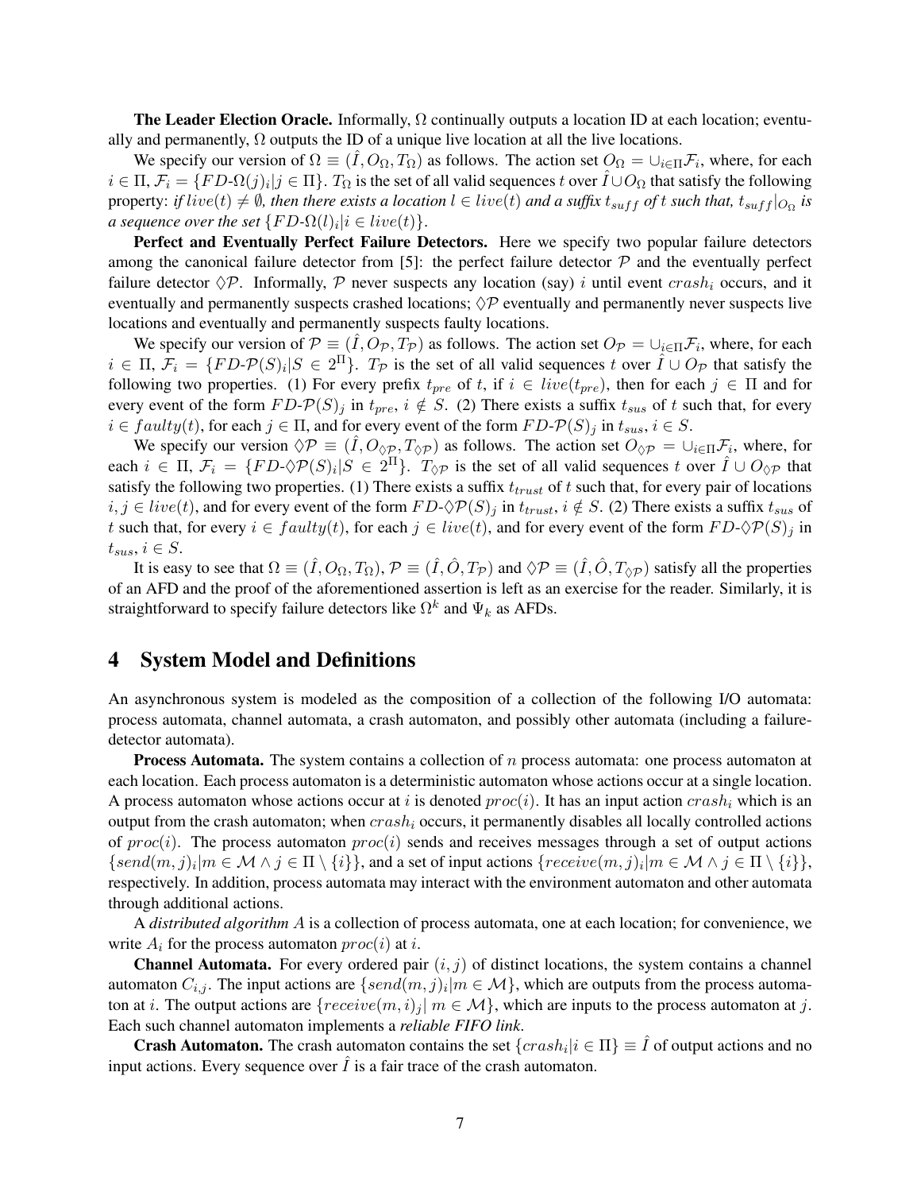**The Leader Election Oracle.** Informally, $\Omega$ continually outputs a location ID at each location; eventually and permanently, $\Omega$ outputs the ID of a unique live location at all the live locations.

We specify our version of $\Omega \equiv (\hat{I}, O_\Omega, T_\Omega)$ as follows. The action set $O_\Omega = \cup_{i \in \Pi} \mathcal{F}_i$, where, for each $i \in \Pi$, $\mathcal{F}_i = \{FD\text{-}\Omega(j)_i | j \in \Pi\}$. $T_\Omega$ is the set of all valid sequences $t$ over $\hat{I} \cup O_\Omega$ that satisfy the following property: *if $live(t) \neq \emptyset$, then there exists a location $l \in live(t)$ and a suffix $t_{suff}$ of $t$ such that, $t_{suff}|_{O_\Omega}$ is a sequence over the set $\{FD\text{-}\Omega(l)_i | i \in live(t)\}$.*

**Perfect and Eventually Perfect Failure Detectors.** Here we specify two popular failure detectors among the canonical failure detector from [5]: the perfect failure detector $\mathcal{P}$ and the eventually perfect failure detector $\Diamond\mathcal{P}$. Informally, $\mathcal{P}$ never suspects any location (say) $i$ until event $crash_i$ occurs, and it eventually and permanently suspects crashed locations; $\Diamond\mathcal{P}$ eventually and permanently never suspects live locations and eventually and permanently suspects faulty locations.

We specify our version of $\mathcal{P} \equiv (\hat{I}, O_\mathcal{P}, T_\mathcal{P})$ as follows. The action set $O_\mathcal{P} = \cup_{i \in \Pi} \mathcal{F}_i$, where, for each $i \in \Pi$, $\mathcal{F}_i = \{FD\text{-}\mathcal{P}(S)_i | S \in 2^\Pi\}$. $T_\mathcal{P}$ is the set of all valid sequences $t$ over $\hat{I} \cup O_\mathcal{P}$ that satisfy the following two properties. (1) For every prefix $t_{pre}$ of $t$, if $i \in live(t_{pre})$, then for each $j \in \Pi$ and for every event of the form $FD\text{-}\mathcal{P}(S)_j$ in $t_{pre}$, $i \notin S$. (2) There exists a suffix $t_{sus}$ of $t$ such that, for every $i \in faulty(t)$, for each $j \in \Pi$, and for every event of the form $FD\text{-}\mathcal{P}(S)_j$ in $t_{sus}$, $i \in S$.

We specify our version $\Diamond\mathcal{P} \equiv (\hat{I}, O_{\Diamond\mathcal{P}}, T_{\Diamond\mathcal{P}})$ as follows. The action set $O_{\Diamond\mathcal{P}} = \cup_{i \in \Pi} \mathcal{F}_i$, where, for each $i \in \Pi$, $\mathcal{F}_i = \{FD\text{-}\Diamond\mathcal{P}(S)_i | S \in 2^\Pi\}$. $T_{\Diamond\mathcal{P}}$ is the set of all valid sequences $t$ over $\hat{I} \cup O_{\Diamond\mathcal{P}}$ that satisfy the following two properties. (1) There exists a suffix $t_{trust}$ of $t$ such that, for every pair of locations $i, j \in live(t)$, and for every event of the form $FD\text{-}\Diamond\mathcal{P}(S)_j$ in $t_{trust}$, $i \notin S$. (2) There exists a suffix $t_{sus}$ of $t$ such that, for every $i \in faulty(t)$, for each $j \in live(t)$, and for every event of the form $FD\text{-}\Diamond\mathcal{P}(S)_j$ in $t_{sus}$, $i \in S$.

It is easy to see that $\Omega \equiv (\hat{I}, O_\Omega, T_\Omega)$, $\mathcal{P} \equiv (\hat{I}, \hat{O}, T_\mathcal{P})$ and $\Diamond\mathcal{P} \equiv (\hat{I}, \hat{O}, T_{\Diamond\mathcal{P}})$ satisfy all the properties of an AFD and the proof of the aforementioned assertion is left as an exercise for the reader. Similarly, it is straightforward to specify failure detectors like $\Omega^k$ and $\Psi_k$ as AFDs.

# 4 System Model and Definitions

An asynchronous system is modeled as the composition of a collection of the following I/O automata: process automata, channel automata, a crash automaton, and possibly other automata (including a failure-detector automata).

**Process Automata.** The system contains a collection of $n$ process automata: one process automaton at each location. Each process automaton is a deterministic automaton whose actions occur at a single location. A process automaton whose actions occur at $i$ is denoted $proc(i)$. It has an input action $crash_i$ which is an output from the crash automaton; when $crash_i$ occurs, it permanently disables all locally controlled actions of $proc(i)$. The process automaton $proc(i)$ sends and receives messages through a set of output actions $\{send(m, j)_i | m \in \mathcal{M} \wedge j \in \Pi \setminus \{i\}\}$, and a set of input actions $\{receive(m, j)_i | m \in \mathcal{M} \wedge j \in \Pi \setminus \{i\}\}$, respectively. In addition, process automata may interact with the environment automaton and other automata through additional actions.

A *distributed algorithm* $A$ is a collection of process automata, one at each location; for convenience, we write $A_i$ for the process automaton $proc(i)$ at $i$.

**Channel Automata.** For every ordered pair $(i, j)$ of distinct locations, the system contains a channel automaton $C_{i,j}$. The input actions are $\{send(m, j)_i | m \in \mathcal{M}\}$, which are outputs from the process automaton at $i$. The output actions are $\{receive(m, i)_j | \ m \in \mathcal{M}\}$, which are inputs to the process automaton at $j$. Each such channel automaton implements a *reliable FIFO link*.

**Crash Automaton.** The crash automaton contains the set $\{crash_i | i \in \Pi\} \equiv \hat{I}$ of output actions and no input actions. Every sequence over $\hat{I}$ is a fair trace of the crash automaton.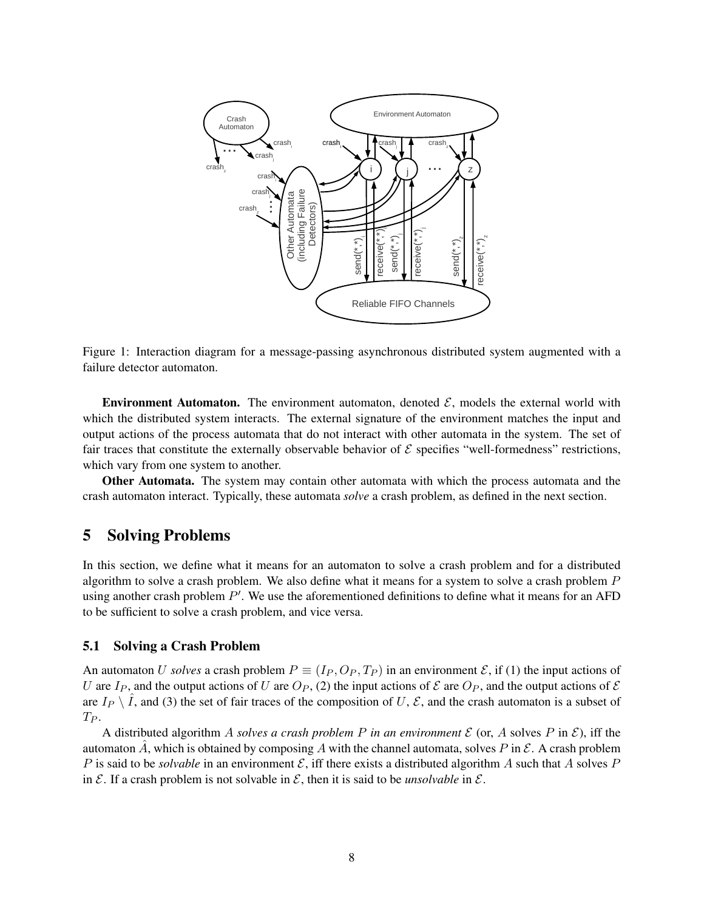Figure 1: Interaction diagram for a message-passing asynchronous distributed system augmented with a failure detector automaton.

**Environment Automaton.** The environment automaton, denoted $\mathcal{E}$, models the external world with which the distributed system interacts. The external signature of the environment matches the input and output actions of the process automata that do not interact with other automata in the system. The set of fair traces that constitute the externally observable behavior of $\mathcal{E}$ specifies "well-formedness" restrictions, which vary from one system to another.

**Other Automata.** The system may contain other automata with which the process automata and the crash automaton interact. Typically, these automata *solve* a crash problem, as defined in the next section.

# 5 Solving Problems

In this section, we define what it means for an automaton to solve a crash problem and for a distributed algorithm to solve a crash problem. We also define what it means for a system to solve a crash problem $P$ using another crash problem $P'$. We use the aforementioned definitions to define what it means for an AFD to be sufficient to solve a crash problem, and vice versa.

## 5.1 Solving a Crash Problem

An automaton $U$ *solves* a crash problem $P \equiv (I_P, O_P, T_P)$ in an environment $\mathcal{E}$, if (1) the input actions of $U$ are $I_P$, and the output actions of $U$ are $O_P$, (2) the input actions of $\mathcal{E}$ are $O_P$, and the output actions of $\mathcal{E}$ are $I_P \setminus \hat{I}$, and (3) the set of fair traces of the composition of $U$, $\mathcal{E}$, and the crash automaton is a subset of $T_P$.

A distributed algorithm $A$ *solves a crash problem $P$ in an environment $\mathcal{E}$* (or, $A$ solves $P$ in $\mathcal{E}$), iff the automaton $\hat{A}$, which is obtained by composing $A$ with the channel automata, solves $P$ in $\mathcal{E}$. A crash problem $P$ is said to be *solvable* in an environment $\mathcal{E}$, iff there exists a distributed algorithm $A$ such that $A$ solves $P$ in $\mathcal{E}$. If a crash problem is not solvable in $\mathcal{E}$, then it is said to be *unsolvable* in $\mathcal{E}$.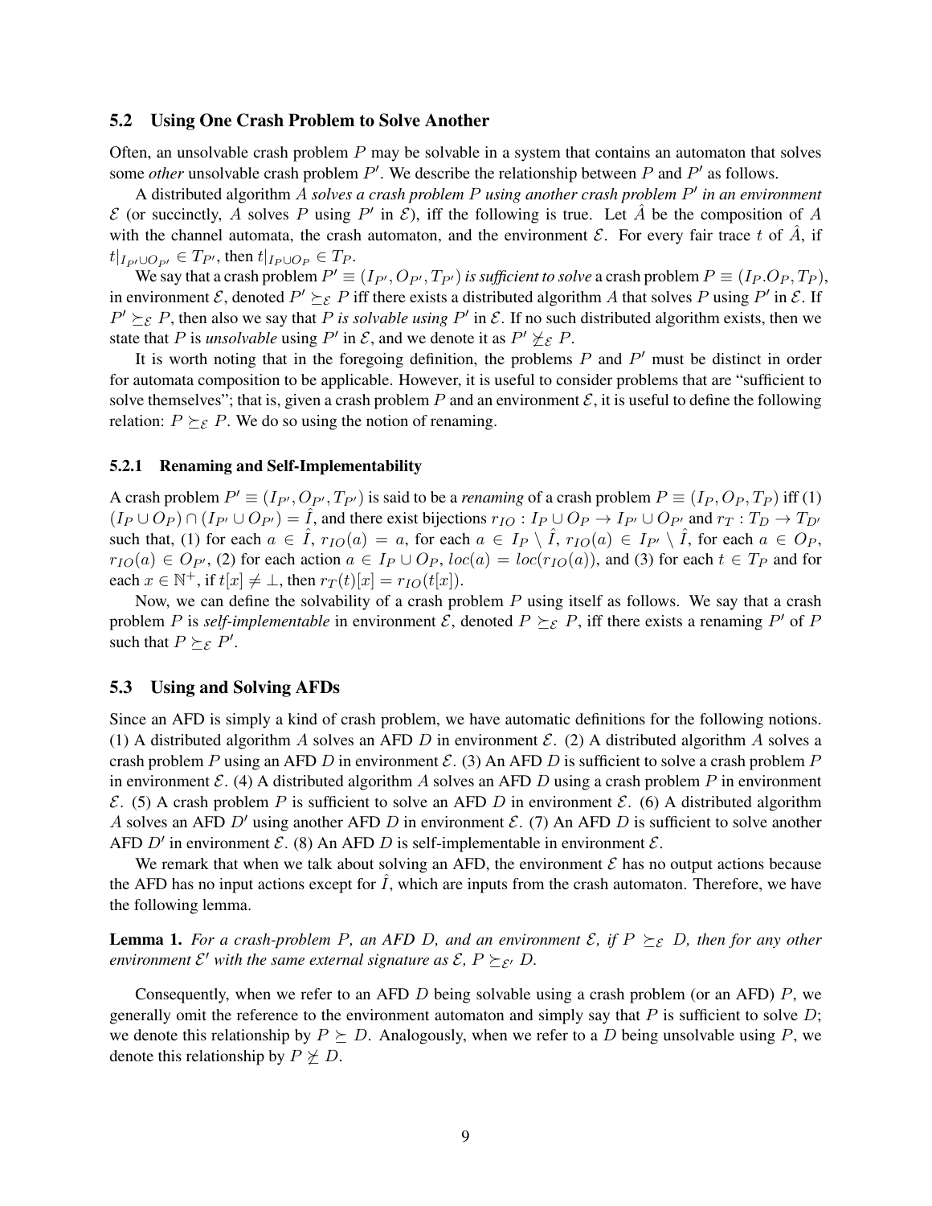### 5.2 Using One Crash Problem to Solve Another

Often, an unsolvable crash problem $P$ may be solvable in a system that contains an automaton that solves some *other* unsolvable crash problem $P'$. We describe the relationship between $P$ and $P'$ as follows.

A distributed algorithm $A$ *solves a crash problem $P$ using another crash problem $P'$ in an environment* $\mathcal{E}$ (or succinctly, $A$ solves $P$ using $P'$ in $\mathcal{E}$), iff the following is true. Let $\hat{A}$ be the composition of $A$ with the channel automata, the crash automaton, and the environment $\mathcal{E}$. For every fair trace $t$ of $\hat{A}$, if $t|_{I_{P'} \cup O_{P'}} \in T_{P'}$, then $t|_{I_P \cup O_P} \in T_P$.

We say that a crash problem $P' \equiv (I_{P'}, O_{P'}, T_{P'})$ *is sufficient to solve* a crash problem $P \equiv (I_P.O_P, T_P)$, in environment $\mathcal{E}$, denoted $P' \succeq_{\mathcal{E}} P$ iff there exists a distributed algorithm $A$ that solves $P$ using $P'$ in $\mathcal{E}$. If $P' \succeq_{\mathcal{E}} P$, then also we say that $P$ *is solvable using* $P'$ in $\mathcal{E}$. If no such distributed algorithm exists, then we state that $P$ is *unsolvable* using $P'$ in $\mathcal{E}$, and we denote it as $P' \not\succeq_{\mathcal{E}} P$.

It is worth noting that in the foregoing definition, the problems $P$ and $P'$ must be distinct in order for automata composition to be applicable. However, it is useful to consider problems that are "sufficient to solve themselves"; that is, given a crash problem $P$ and an environment $\mathcal{E}$, it is useful to define the following relation: $P \succeq_{\mathcal{E}} P$. We do so using the notion of renaming.

#### 5.2.1 Renaming and Self-Implementability

A crash problem $P' \equiv (I_{P'}, O_{P'}, T_{P'})$ is said to be a *renaming* of a crash problem $P \equiv (I_P, O_P, T_P)$ iff (1) $(I_P \cup O_P) \cap (I_{P'} \cup O_{P'}) = \hat{I}$, and there exist bijections $r_{IO} : I_P \cup O_P \rightarrow I_{P'} \cup O_{P'}$ and $r_T : T_D \rightarrow T_{D'}$ such that, (1) for each $a \in \hat{I}$, $r_{IO}(a) = a$, for each $a \in I_P \setminus \hat{I}$, $r_{IO}(a) \in I_{P'} \setminus \hat{I}$, for each $a \in O_P$, $r_{IO}(a) \in O_{P'}$, (2) for each action $a \in I_P \cup O_P$, $loc(a) = loc(r_{IO}(a))$, and (3) for each $t \in T_P$ and for each $x \in \mathbb{N}^+$, if $t[x] \neq \bot$, then $r_T(t)[x] = r_{IO}(t[x])$.

Now, we can define the solvability of a crash problem $P$ using itself as follows. We say that a crash problem $P$ is *self-implementable* in environment $\mathcal{E}$, denoted $P \succeq_{\mathcal{E}} P$, iff there exists a renaming $P'$ of $P$ such that $P \succeq_{\mathcal{E}} P'$.

### 5.3 Using and Solving AFDs

Since an AFD is simply a kind of crash problem, we have automatic definitions for the following notions. (1) A distributed algorithm $A$ solves an AFD $D$ in environment $\mathcal{E}$. (2) A distributed algorithm $A$ solves a crash problem $P$ using an AFD $D$ in environment $\mathcal{E}$. (3) An AFD $D$ is sufficient to solve a crash problem $P$ in environment $\mathcal{E}$. (4) A distributed algorithm $A$ solves an AFD $D$ using a crash problem $P$ in environment $\mathcal{E}$. (5) A crash problem $P$ is sufficient to solve an AFD $D$ in environment $\mathcal{E}$. (6) A distributed algorithm $A$ solves an AFD $D'$ using another AFD $D$ in environment $\mathcal{E}$. (7) An AFD $D$ is sufficient to solve another AFD $D'$ in environment $\mathcal{E}$. (8) An AFD $D$ is self-implementable in environment $\mathcal{E}$.

We remark that when we talk about solving an AFD, the environment $\mathcal{E}$ has no output actions because the AFD has no input actions except for $\hat{I}$, which are inputs from the crash automaton. Therefore, we have the following lemma.

**Lemma 1.** *For a crash-problem $P$, an AFD $D$, and an environment $\mathcal{E}$, if $P \succeq_{\mathcal{E}} D$, then for any other environment $\mathcal{E}'$ with the same external signature as $\mathcal{E}$, $P \succeq_{\mathcal{E}'} D$.*

Consequently, when we refer to an AFD $D$ being solvable using a crash problem (or an AFD) $P$, we generally omit the reference to the environment automaton and simply say that $P$ is sufficient to solve $D$; we denote this relationship by $P \succeq D$. Analogously, when we refer to a $D$ being unsolvable using $P$, we denote this relationship by $P \not\succeq D$.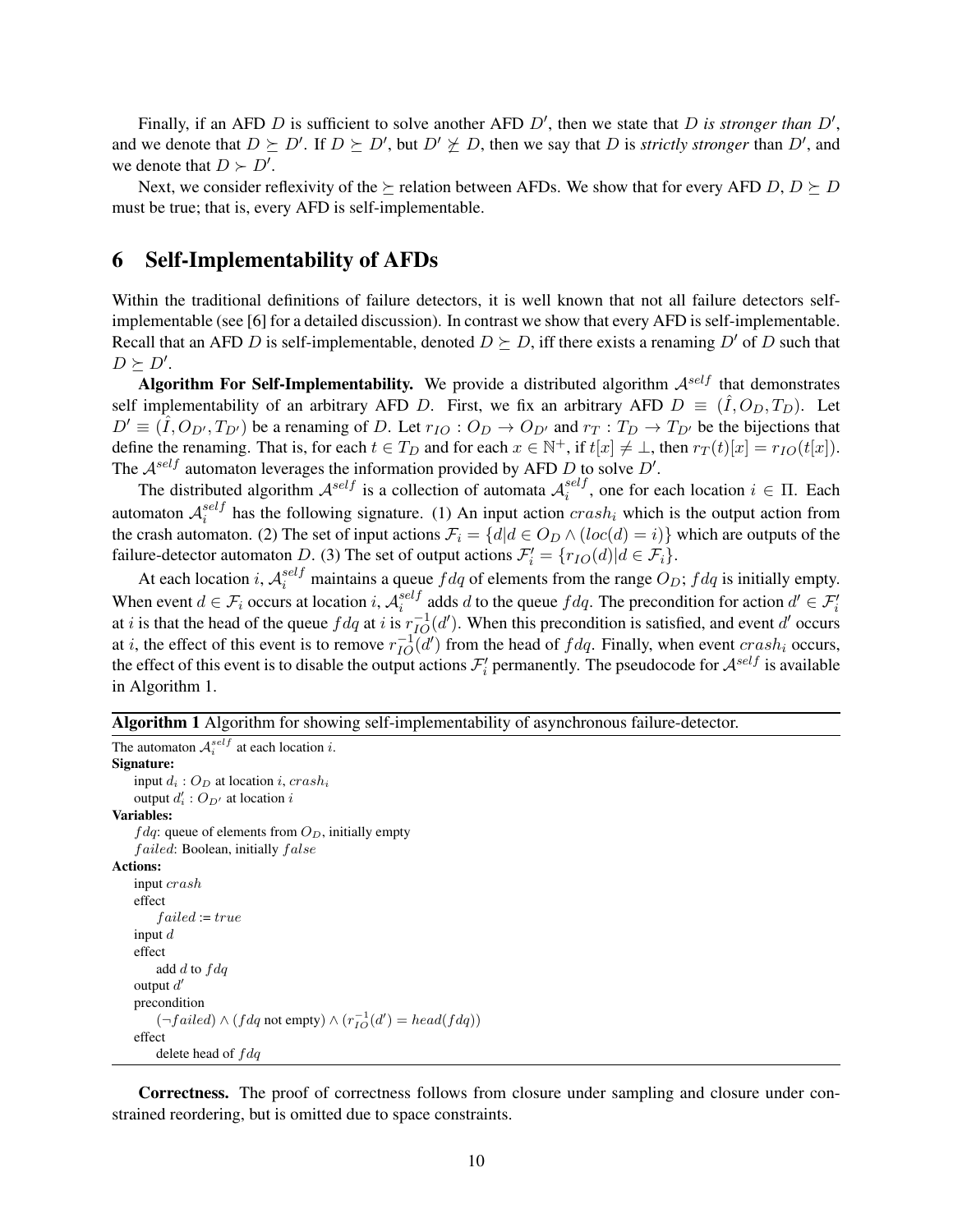Finally, if an AFD $D$ is sufficient to solve another AFD $D'$, then we state that $D$ *is stronger than* $D'$, and we denote that $D \succeq D'$. If $D \succeq D'$, but $D' \not\succeq D$, then we say that $D$ is *strictly stronger* than $D'$, and we denote that $D \succ D'$.

Next, we consider reflexivity of the $\succeq$ relation between AFDs. We show that for every AFD $D$, $D \succeq D$ must be true; that is, every AFD is self-implementable.

# 6 Self-Implementability of AFDs

Within the traditional definitions of failure detectors, it is well known that not all failure detectors self-implementable (see [6] for a detailed discussion). In contrast we show that every AFD is self-implementable. Recall that an AFD $D$ is self-implementable, denoted $D \succeq D$, iff there exists a renaming $D'$ of $D$ such that $D \succeq D'$.

**Algorithm For Self-Implementability.** We provide a distributed algorithm $\mathcal{A}^{self}$ that demonstrates self implementability of an arbitrary AFD $D$. First, we fix an arbitrary AFD $D \equiv (\hat{I}, O_D, T_D)$. Let $D' \equiv (\hat{I}, O_{D'}, T_{D'})$ be a renaming of $D$. Let $r_{IO} : O_D \rightarrow O_{D'}$ and $r_T : T_D \rightarrow T_{D'}$ be the bijections that define the renaming. That is, for each $t \in T_D$ and for each $x \in \mathbb{N}^+$, if $t[x] \neq \bot$, then $r_T(t)[x] = r_{IO}(t[x])$. The $\mathcal{A}^{self}$ automaton leverages the information provided by AFD $D$ to solve $D'$.

The distributed algorithm $\mathcal{A}^{self}$ is a collection of automata $\mathcal{A}_i^{self}$, one for each location $i \in \Pi$. Each automaton $\mathcal{A}_i^{self}$ has the following signature. (1) An input action $crash_i$ which is the output action from the crash automaton. (2) The set of input actions $\mathcal{F}_i = \{d | d \in O_D \wedge (loc(d) = i)\}$ which are outputs of the failure-detector automaton $D$. (3) The set of output actions $\mathcal{F}'_i = \{r_{IO}(d) | d \in \mathcal{F}_i\}$.

At each location $i$, $\mathcal{A}_i^{self}$ maintains a queue $fdq$ of elements from the range $O_D$; $fdq$ is initially empty. When event $d \in \mathcal{F}_i$ occurs at location $i$, $\mathcal{A}_i^{self}$ adds $d$ to the queue $fdq$. The precondition for action $d' \in \mathcal{F}'_i$ at $i$ is that the head of the queue $fdq$ at $i$ is $r_{IO}^{-1}(d')$. When this precondition is satisfied, and event $d'$ occurs at $i$, the effect of this event is to remove $r_{IO}^{-1}(d')$ from the head of $fdq$. Finally, when event $crash_i$ occurs, the effect of this event is to disable the output actions $\mathcal{F}'_i$ permanently. The pseudocode for $\mathcal{A}^{self}$ is available in Algorithm 1.

**Algorithm 1** Algorithm for showing self-implementability of asynchronous failure-detector.

The automaton $\mathcal{A}_i^{self}$ at each location $i$.

**Signature:**
- input $d_i : O_D$ at location $i$, $crash_i$
- output $d'_i : O_{D'}$ at location $i$

**Variables:**
- $fdq$: queue of elements from $O_D$, initially empty
- $failed$: Boolean, initially $false$

**Actions:**
- input $crash$
  - effect
    - $failed := true$
- input $d$
  - effect
    - add $d$ to $fdq$
- output $d'$
  - precondition
    - $(\neg failed) \wedge (fdq \text{ not empty}) \wedge (r_{IO}^{-1}(d') = head(fdq))$
  - effect
    - delete head of $fdq$

**Correctness.** The proof of correctness follows from closure under sampling and closure under constrained reordering, but is omitted due to space constraints.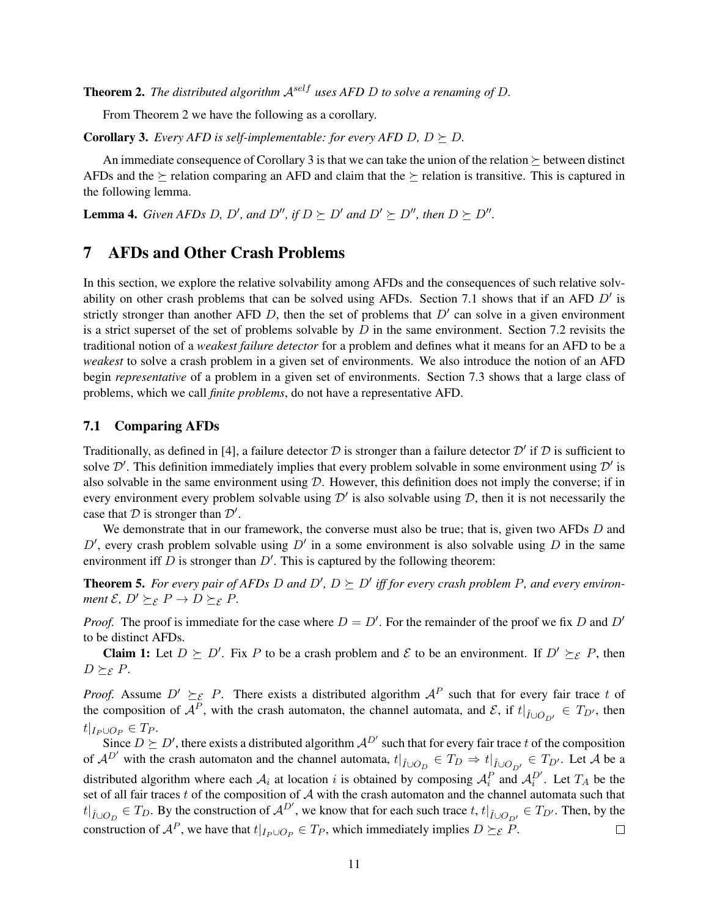**Theorem 2.** *The distributed algorithm $\mathcal{A}^{self}$ uses AFD $D$ to solve a renaming of $D$.*

From Theorem 2 we have the following as a corollary.

**Corollary 3.** *Every AFD is self-implementable: for every AFD $D$, $D \succeq D$.*

An immediate consequence of Corollary 3 is that we can take the union of the relation $\succeq$ between distinct AFDs and the $\succeq$ relation comparing an AFD and claim that the $\succeq$ relation is transitive. This is captured in the following lemma.

**Lemma 4.** *Given AFDs $D$, $D'$, and $D''$, if $D \succeq D'$ and $D' \succeq D''$, then $D \succeq D''$.*

# 7 AFDs and Other Crash Problems

In this section, we explore the relative solvability among AFDs and the consequences of such relative solvability on other crash problems that can be solved using AFDs. Section 7.1 shows that if an AFD $D'$ is strictly stronger than another AFD $D$, then the set of problems that $D'$ can solve in a given environment is a strict superset of the set of problems solvable by $D$ in the same environment. Section 7.2 revisits the traditional notion of a *weakest failure detector* for a problem and defines what it means for an AFD to be a *weakest* to solve a crash problem in a given set of environments. We also introduce the notion of an AFD begin *representative* of a problem in a given set of environments. Section 7.3 shows that a large class of problems, which we call *finite problems*, do not have a representative AFD.

## 7.1 Comparing AFDs

Traditionally, as defined in [4], a failure detector $\mathcal{D}$ is stronger than a failure detector $\mathcal{D}'$ if $\mathcal{D}$ is sufficient to solve $\mathcal{D}'$. This definition immediately implies that every problem solvable in some environment using $\mathcal{D}'$ is also solvable in the same environment using $\mathcal{D}$. However, this definition does not imply the converse; if in every environment every problem solvable using $\mathcal{D}'$ is also solvable using $\mathcal{D}$, then it is not necessarily the case that $\mathcal{D}$ is stronger than $\mathcal{D}'$.

We demonstrate that in our framework, the converse must also be true; that is, given two AFDs $D$ and $D'$, every crash problem solvable using $D'$ in a some environment is also solvable using $D$ in the same environment iff $D$ is stronger than $D'$. This is captured by the following theorem:

**Theorem 5.** *For every pair of AFDs $D$ and $D'$, $D \succeq D'$ iff for every crash problem $P$, and every environment $\mathcal{E}$, $D' \succeq_{\mathcal{E}} P \rightarrow D \succeq_{\mathcal{E}} P$.*

*Proof.* The proof is immediate for the case where $D = D'$. For the remainder of the proof we fix $D$ and $D'$ to be distinct AFDs.

**Claim 1:** Let $D \succeq D'$. Fix $P$ to be a crash problem and $\mathcal{E}$ to be an environment. If $D' \succeq_{\mathcal{E}} P$, then $D \succeq_{\mathcal{E}} P$.

*Proof.* Assume $D' \succeq_{\mathcal{E}} P$. There exists a distributed algorithm $\mathcal{A}^P$ such that for every fair trace $t$ of the composition of $\mathcal{A}^P$, with the crash automaton, the channel automata, and $\mathcal{E}$, if $t|_{\hat{I} \cup O_{D'}} \in T_{D'}$, then $t|_{I_P \cup O_P} \in T_P$.

Since $D \succeq D'$, there exists a distributed algorithm $\mathcal{A}^{D'}$ such that for every fair trace $t$ of the composition of $\mathcal{A}^{D'}$ with the crash automaton and the channel automata, $t|_{\hat{I} \cup O_D} \in T_D \Rightarrow t|_{\hat{I} \cup O_{D'}} \in T_{D'}$. Let $\mathcal{A}$ be a distributed algorithm where each $\mathcal{A}_i$ at location $i$ is obtained by composing $\mathcal{A}^P_i$ and $\mathcal{A}^{D'}_i$. Let $T_A$ be the set of all fair traces $t$ of the composition of $\mathcal{A}$ with the crash automaton and the channel automata such that $t|_{\hat{I} \cup O_D} \in T_D$. By the construction of $\mathcal{A}^{D'}$, we know that for each such trace $t$, $t|_{\hat{I} \cup O_{D'}} \in T_{D'}$. Then, by the construction of $\mathcal{A}^P$, we have that $t|_{I_P \cup O_P} \in T_P$, which immediately implies $D \succeq_{\mathcal{E}} P$. □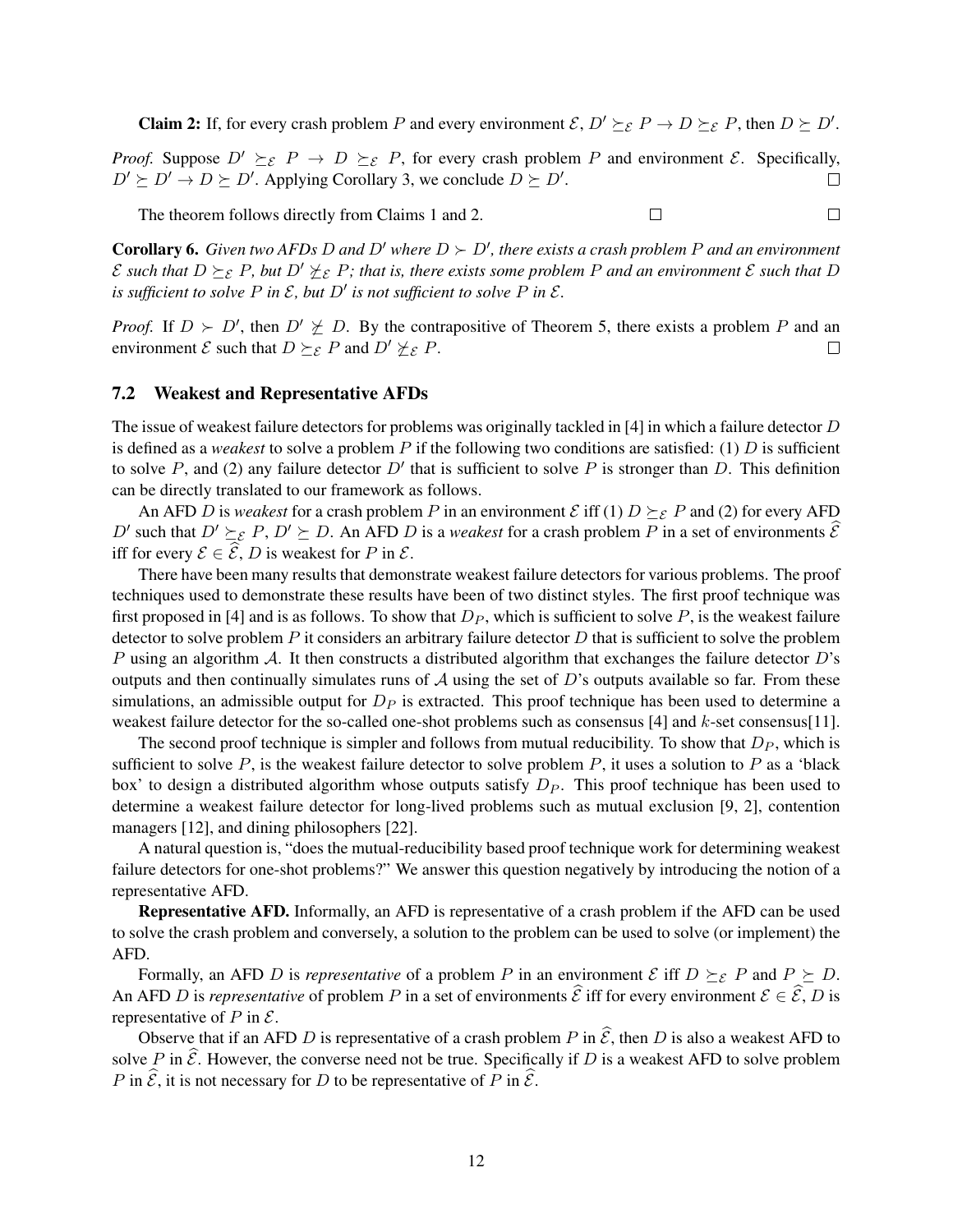**Claim 2:** If, for every crash problem $P$ and every environment $\mathcal{E}$, $D' \succeq_{\mathcal{E}} P \rightarrow D \succeq_{\mathcal{E}} P$, then $D \succeq D'$.

*Proof.* Suppose $D' \succeq_{\mathcal{E}} P \rightarrow D \succeq_{\mathcal{E}} P$, for every crash problem $P$ and environment $\mathcal{E}$. Specifically, $D' \succeq D' \rightarrow D \succeq D'$. Applying Corollary 3, we conclude $D \succeq D'$. □

The theorem follows directly from Claims 1 and 2. □ □

**Corollary 6.** *Given two AFDs $D$ and $D'$ where $D \succ D'$, there exists a crash problem $P$ and an environment $\mathcal{E}$ such that $D \succeq_{\mathcal{E}} P$, but $D' \not\succeq_{\mathcal{E}} P$; that is, there exists some problem $P$ and an environment $\mathcal{E}$ such that $D$ is sufficient to solve $P$ in $\mathcal{E}$, but $D'$ is not sufficient to solve $P$ in $\mathcal{E}$.*

*Proof.* If $D \succ D'$, then $D' \not\succeq D$. By the contrapositive of Theorem 5, there exists a problem $P$ and an environment $\mathcal{E}$ such that $D \succeq_{\mathcal{E}} P$ and $D' \not\succeq_{\mathcal{E}} P$. □

## 7.2 Weakest and Representative AFDs

The issue of weakest failure detectors for problems was originally tackled in [4] in which a failure detector $D$ is defined as a *weakest* to solve a problem $P$ if the following two conditions are satisfied: (1) $D$ is sufficient to solve $P$, and (2) any failure detector $D'$ that is sufficient to solve $P$ is stronger than $D$. This definition can be directly translated to our framework as follows.

An AFD $D$ is *weakest* for a crash problem $P$ in an environment $\mathcal{E}$ iff (1) $D \succeq_{\mathcal{E}} P$ and (2) for every AFD $D'$ such that $D' \succeq_{\mathcal{E}} P$, $D' \succeq D$. An AFD $D$ is a *weakest* for a crash problem $P$ in a set of environments $\widehat{\mathcal{E}}$ iff for every $\mathcal{E} \in \widehat{\mathcal{E}}$, $D$ is weakest for $P$ in $\mathcal{E}$.

There have been many results that demonstrate weakest failure detectors for various problems. The proof techniques used to demonstrate these results have been of two distinct styles. The first proof technique was first proposed in [4] and is as follows. To show that $D_P$, which is sufficient to solve $P$, is the weakest failure detector to solve problem $P$ it considers an arbitrary failure detector $D$ that is sufficient to solve the problem $P$ using an algorithm $\mathcal{A}$. It then constructs a distributed algorithm that exchanges the failure detector $D$'s outputs and then continually simulates runs of $\mathcal{A}$ using the set of $D$'s outputs available so far. From these simulations, an admissible output for $D_P$ is extracted. This proof technique has been used to determine a weakest failure detector for the so-called one-shot problems such as consensus [4] and $k$-set consensus[11].

The second proof technique is simpler and follows from mutual reducibility. To show that $D_P$, which is sufficient to solve $P$, is the weakest failure detector to solve problem $P$, it uses a solution to $P$ as a 'black box' to design a distributed algorithm whose outputs satisfy $D_P$. This proof technique has been used to determine a weakest failure detector for long-lived problems such as mutual exclusion [9, 2], contention managers [12], and dining philosophers [22].

A natural question is, "does the mutual-reducibility based proof technique work for determining weakest failure detectors for one-shot problems?" We answer this question negatively by introducing the notion of a representative AFD.

**Representative AFD.** Informally, an AFD is representative of a crash problem if the AFD can be used to solve the crash problem and conversely, a solution to the problem can be used to solve (or implement) the AFD.

Formally, an AFD $D$ is *representative* of a problem $P$ in an environment $\mathcal{E}$ iff $D \succeq_{\mathcal{E}} P$ and $P \succeq D$. An AFD $D$ is *representative* of problem $P$ in a set of environments $\widehat{\mathcal{E}}$ iff for every environment $\mathcal{E} \in \widehat{\mathcal{E}}$, $D$ is representative of $P$ in $\mathcal{E}$.

Observe that if an AFD $D$ is representative of a crash problem $P$ in $\widehat{\mathcal{E}}$, then $D$ is also a weakest AFD to solve $P$ in $\widehat{\mathcal{E}}$. However, the converse need not be true. Specifically if $D$ is a weakest AFD to solve problem $P$ in $\widehat{\mathcal{E}}$, it is not necessary for $D$ to be representative of $P$ in $\widehat{\mathcal{E}}$.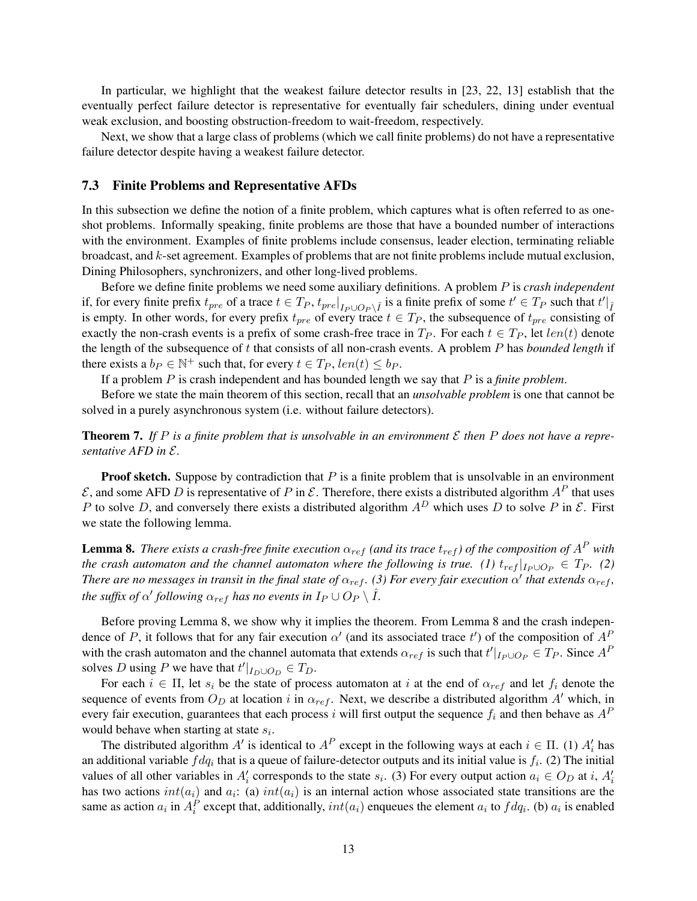In particular, we highlight that the weakest failure detector results in [23, 22, 13] establish that the eventually perfect failure detector is representative for eventually fair schedulers, dining under eventual weak exclusion, and boosting obstruction-freedom to wait-freedom, respectively.

Next, we show that a large class of problems (which we call finite problems) do not have a representative failure detector despite having a weakest failure detector.

### 7.3 Finite Problems and Representative AFDs

In this subsection we define the notion of a finite problem, which captures what is often referred to as one-shot problems. Informally speaking, finite problems are those that have a bounded number of interactions with the environment. Examples of finite problems include consensus, leader election, terminating reliable broadcast, and $k$-set agreement. Examples of problems that are not finite problems include mutual exclusion, Dining Philosophers, synchronizers, and other long-lived problems.

Before we define finite problems we need some auxiliary definitions. A problem $P$ is *crash independent* if, for every finite prefix $t_{pre}$ of a trace $t \in T_P$, $t_{pre}|_{I_P \cup O_P \setminus \hat{I}}$ is a finite prefix of some $t' \in T_P$ such that $t'|_{\hat{I}}$ is empty. In other words, for every prefix $t_{pre}$ of every trace $t \in T_P$, the subsequence of $t_{pre}$ consisting of exactly the non-crash events is a prefix of some crash-free trace in $T_P$. For each $t \in T_P$, let $len(t)$ denote the length of the subsequence of $t$ that consists of all non-crash events. A problem $P$ has *bounded length* if there exists a $b_P \in \mathbb{N}^+$ such that, for every $t \in T_P$, $len(t) \leq b_P$.

If a problem $P$ is crash independent and has bounded length we say that $P$ is a *finite problem*.

Before we state the main theorem of this section, recall that an *unsolvable problem* is one that cannot be solved in a purely asynchronous system (i.e. without failure detectors).

**Theorem 7.** *If $P$ is a finite problem that is unsolvable in an environment $\mathcal{E}$ then $P$ does not have a representative AFD in $\mathcal{E}$.*

**Proof sketch.** Suppose by contradiction that $P$ is a finite problem that is unsolvable in an environment $\mathcal{E}$, and some AFD $D$ is representative of $P$ in $\mathcal{E}$. Therefore, there exists a distributed algorithm $A^P$ that uses $P$ to solve $D$, and conversely there exists a distributed algorithm $A^D$ which uses $D$ to solve $P$ in $\mathcal{E}$. First we state the following lemma.

**Lemma 8.** *There exists a crash-free finite execution $\alpha_{ref}$ (and its trace $t_{ref}$) of the composition of $A^P$ with the crash automaton and the channel automaton where the following is true. (1) $t_{ref}|_{I_P \cup O_P} \in T_P$. (2) There are no messages in transit in the final state of $\alpha_{ref}$. (3) For every fair execution $\alpha'$ that extends $\alpha_{ref}$, the suffix of $\alpha'$ following $\alpha_{ref}$ has no events in $I_P \cup O_P \setminus \hat{I}$.*

Before proving Lemma 8, we show why it implies the theorem. From Lemma 8 and the crash independence of $P$, it follows that for any fair execution $\alpha'$ (and its associated trace $t'$) of the composition of $A^P$ with the crash automaton and the channel automata that extends $\alpha_{ref}$ is such that $t'|_{I_P \cup O_P} \in T_P$. Since $A^P$ solves $D$ using $P$ we have that $t'|_{I_D \cup O_D} \in T_D$.

For each $i \in \Pi$, let $s_i$ be the state of process automaton at $i$ at the end of $\alpha_{ref}$ and let $f_i$ denote the sequence of events from $O_D$ at location $i$ in $\alpha_{ref}$. Next, we describe a distributed algorithm $A'$ which, in every fair execution, guarantees that each process $i$ will first output the sequence $f_i$ and then behave as $A^P$ would behave when starting at state $s_i$.

The distributed algorithm $A'$ is identical to $A^P$ except in the following ways at each $i \in \Pi$. (1) $A'_i$ has an additional variable $fdq_i$ that is a queue of failure-detector outputs and its initial value is $f_i$. (2) The initial values of all other variables in $A'_i$ corresponds to the state $s_i$. (3) For every output action $a_i \in O_D$ at $i$, $A'_i$ has two actions $int(a_i)$ and $a_i$: (a) $int(a_i)$ is an internal action whose associated state transitions are the same as action $a_i$ in $A^P_i$ except that, additionally, $int(a_i)$ enqueues the element $a_i$ to $fdq_i$. (b) $a_i$ is enabled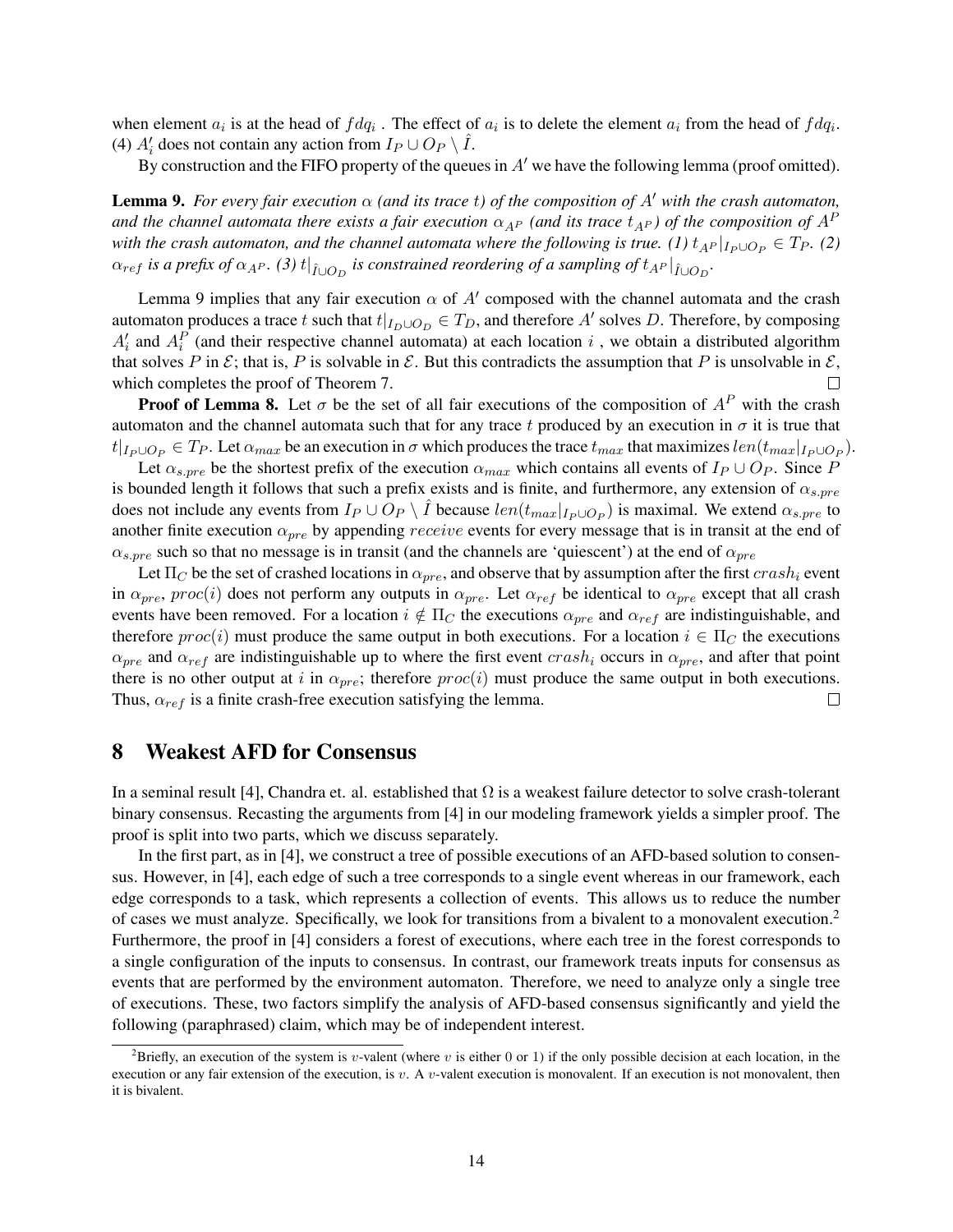when element $a_i$ is at the head of $fdq_i$ . The effect of $a_i$ is to delete the element $a_i$ from the head of $fdq_i$. (4) $A'_i$ does not contain any action from $I_P \cup O_P \setminus \hat{I}$.

By construction and the FIFO property of the queues in $A'$ we have the following lemma (proof omitted).

**Lemma 9.** *For every fair execution $\alpha$ (and its trace $t$) of the composition of $A'$ with the crash automaton, and the channel automata there exists a fair execution $\alpha_{A^P}$ (and its trace $t_{A^P}$) of the composition of $A^P$ with the crash automaton, and the channel automata where the following is true. (1) $t_{A^P}|_{I_P \cup O_P} \in T_P$. (2) $\alpha_{ref}$ is a prefix of $\alpha_{A^P}$. (3) $t|_{\hat{I} \cup O_D}$ is constrained reordering of a sampling of $t_{A^P}|_{\hat{I} \cup O_D}$.*

Lemma 9 implies that any fair execution $\alpha$ of $A'$ composed with the channel automata and the crash automaton produces a trace $t$ such that $t|_{I_D \cup O_D} \in T_D$, and therefore $A'$ solves $D$. Therefore, by composing $A'_i$ and $A^P_i$ (and their respective channel automata) at each location $i$ , we obtain a distributed algorithm that solves $P$ in $\mathcal{E}$; that is, $P$ is solvable in $\mathcal{E}$. But this contradicts the assumption that $P$ is unsolvable in $\mathcal{E}$, which completes the proof of Theorem 7. $\square$

**Proof of Lemma 8.** Let $\sigma$ be the set of all fair executions of the composition of $A^P$ with the crash automaton and the channel automata such that for any trace $t$ produced by an execution in $\sigma$ it is true that $t|_{I_P \cup O_P} \in T_P$. Let $\alpha_{max}$ be an execution in $\sigma$ which produces the trace $t_{max}$ that maximizes $len(t_{max}|_{I_P \cup O_P})$.

Let $\alpha_{s.pre}$ be the shortest prefix of the execution $\alpha_{max}$ which contains all events of $I_P \cup O_P$. Since $P$ is bounded length it follows that such a prefix exists and is finite, and furthermore, any extension of $\alpha_{s.pre}$ does not include any events from $I_P \cup O_P \setminus \hat{I}$ because $len(t_{max}|_{I_P \cup O_P})$ is maximal. We extend $\alpha_{s.pre}$ to another finite execution $\alpha_{pre}$ by appending $receive$ events for every message that is in transit at the end of $\alpha_{s.pre}$ such so that no message is in transit (and the channels are 'quiescent') at the end of $\alpha_{pre}$

Let $\Pi_C$ be the set of crashed locations in $\alpha_{pre}$, and observe that by assumption after the first $crash_i$ event in $\alpha_{pre}$, $proc(i)$ does not perform any outputs in $\alpha_{pre}$. Let $\alpha_{ref}$ be identical to $\alpha_{pre}$ except that all crash events have been removed. For a location $i \notin \Pi_C$ the executions $\alpha_{pre}$ and $\alpha_{ref}$ are indistinguishable, and therefore $proc(i)$ must produce the same output in both executions. For a location $i \in \Pi_C$ the executions $\alpha_{pre}$ and $\alpha_{ref}$ are indistinguishable up to where the first event $crash_i$ occurs in $\alpha_{pre}$, and after that point there is no other output at $i$ in $\alpha_{pre}$; therefore $proc(i)$ must produce the same output in both executions. Thus, $\alpha_{ref}$ is a finite crash-free execution satisfying the lemma. $\square$

## 8 Weakest AFD for Consensus

In a seminal result [4], Chandra et. al. established that $\Omega$ is a weakest failure detector to solve crash-tolerant binary consensus. Recasting the arguments from [4] in our modeling framework yields a simpler proof. The proof is split into two parts, which we discuss separately.

In the first part, as in [4], we construct a tree of possible executions of an AFD-based solution to consensus. However, in [4], each edge of such a tree corresponds to a single event whereas in our framework, each edge corresponds to a task, which represents a collection of events. This allows us to reduce the number of cases we must analyze. Specifically, we look for transitions from a bivalent to a monovalent execution.[2] Furthermore, the proof in [4] considers a forest of executions, where each tree in the forest corresponds to a single configuration of the inputs to consensus. In contrast, our framework treats inputs for consensus as events that are performed by the environment automaton. Therefore, we need to analyze only a single tree of executions. These, two factors simplify the analysis of AFD-based consensus significantly and yield the following (paraphrased) claim, which may be of independent interest.

[2] Briefly, an execution of the system is $v$-valent (where $v$ is either 0 or 1) if the only possible decision at each location, in the execution or any fair extension of the execution, is $v$. A $v$-valent execution is monovalent. If an execution is not monovalent, then it is bivalent.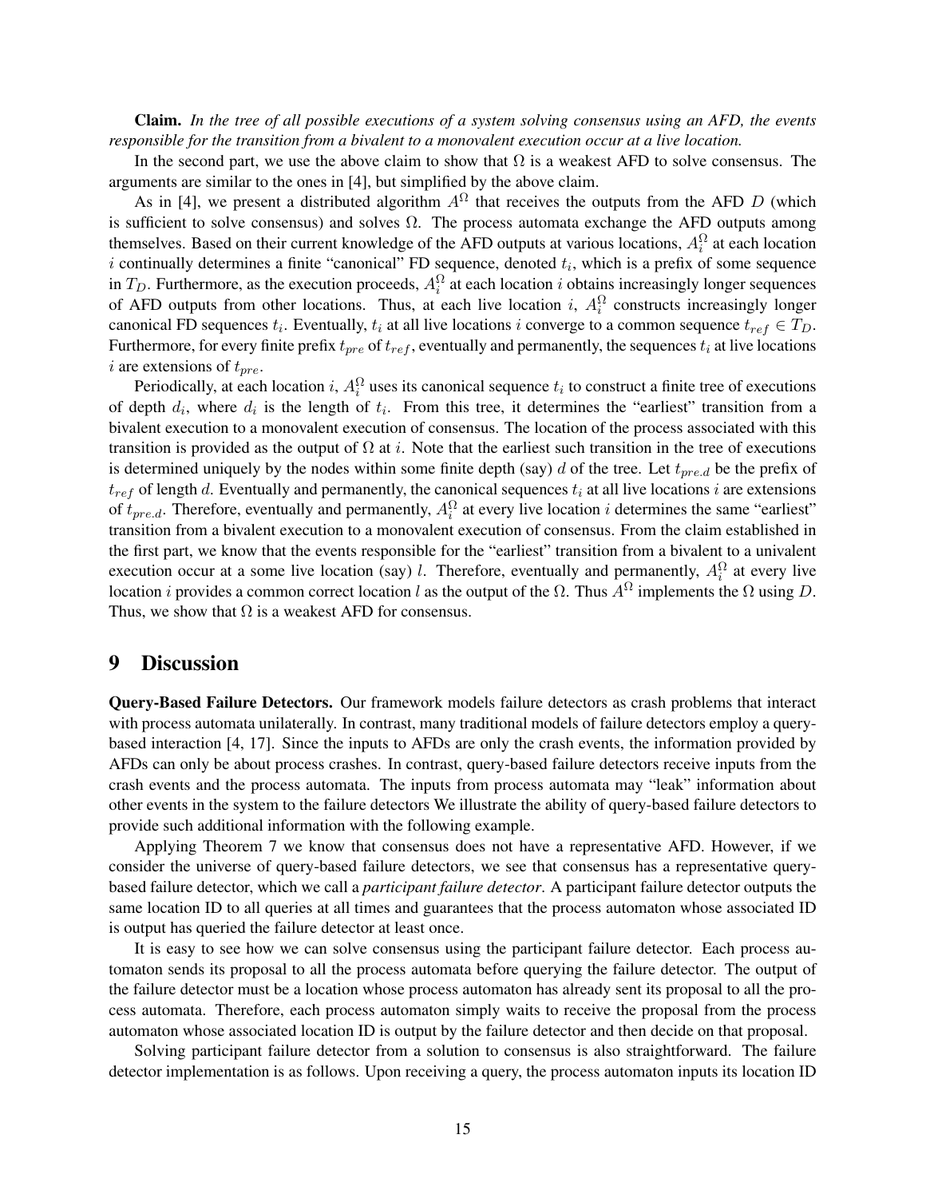**Claim.** *In the tree of all possible executions of a system solving consensus using an AFD, the events responsible for the transition from a bivalent to a monovalent execution occur at a live location.*

In the second part, we use the above claim to show that $\Omega$ is a weakest AFD to solve consensus. The arguments are similar to the ones in [4], but simplified by the above claim.

As in [4], we present a distributed algorithm $A^{\Omega}$ that receives the outputs from the AFD $D$ (which is sufficient to solve consensus) and solves $\Omega$. The process automata exchange the AFD outputs among themselves. Based on their current knowledge of the AFD outputs at various locations, $A^{\Omega}_i$ at each location $i$ continually determines a finite "canonical" FD sequence, denoted $t_i$, which is a prefix of some sequence in $T_D$. Furthermore, as the execution proceeds, $A^{\Omega}_i$ at each location $i$ obtains increasingly longer sequences of AFD outputs from other locations. Thus, at each live location $i$, $A^{\Omega}_i$ constructs increasingly longer canonical FD sequences $t_i$. Eventually, $t_i$ at all live locations $i$ converge to a common sequence $t_{ref} \in T_D$. Furthermore, for every finite prefix $t_{pre}$ of $t_{ref}$, eventually and permanently, the sequences $t_i$ at live locations $i$ are extensions of $t_{pre}$.

Periodically, at each location $i$, $A^{\Omega}_i$ uses its canonical sequence $t_i$ to construct a finite tree of executions of depth $d_i$, where $d_i$ is the length of $t_i$. From this tree, it determines the "earliest" transition from a bivalent execution to a monovalent execution of consensus. The location of the process associated with this transition is provided as the output of $\Omega$ at $i$. Note that the earliest such transition in the tree of executions is determined uniquely by the nodes within some finite depth (say) $d$ of the tree. Let $t_{pre.d}$ be the prefix of $t_{ref}$ of length $d$. Eventually and permanently, the canonical sequences $t_i$ at all live locations $i$ are extensions of $t_{pre.d}$. Therefore, eventually and permanently, $A^{\Omega}_i$ at every live location $i$ determines the same "earliest" transition from a bivalent execution to a monovalent execution of consensus. From the claim established in the first part, we know that the events responsible for the "earliest" transition from a bivalent to a univalent execution occur at a some live location (say) $l$. Therefore, eventually and permanently, $A^{\Omega}_i$ at every live location $i$ provides a common correct location $l$ as the output of the $\Omega$. Thus $A^{\Omega}$ implements the $\Omega$ using $D$. Thus, we show that $\Omega$ is a weakest AFD for consensus.

## 9 Discussion

**Query-Based Failure Detectors.** Our framework models failure detectors as crash problems that interact with process automata unilaterally. In contrast, many traditional models of failure detectors employ a query-based interaction [4, 17]. Since the inputs to AFDs are only the crash events, the information provided by AFDs can only be about process crashes. In contrast, query-based failure detectors receive inputs from the crash events and the process automata. The inputs from process automata may "leak" information about other events in the system to the failure detectors We illustrate the ability of query-based failure detectors to provide such additional information with the following example.

Applying Theorem 7 we know that consensus does not have a representative AFD. However, if we consider the universe of query-based failure detectors, we see that consensus has a representative query-based failure detector, which we call a *participant failure detector*. A participant failure detector outputs the same location ID to all queries at all times and guarantees that the process automaton whose associated ID is output has queried the failure detector at least once.

It is easy to see how we can solve consensus using the participant failure detector. Each process automaton sends its proposal to all the process automata before querying the failure detector. The output of the failure detector must be a location whose process automaton has already sent its proposal to all the process automata. Therefore, each process automaton simply waits to receive the proposal from the process automaton whose associated location ID is output by the failure detector and then decide on that proposal.

Solving participant failure detector from a solution to consensus is also straightforward. The failure detector implementation is as follows. Upon receiving a query, the process automaton inputs its location ID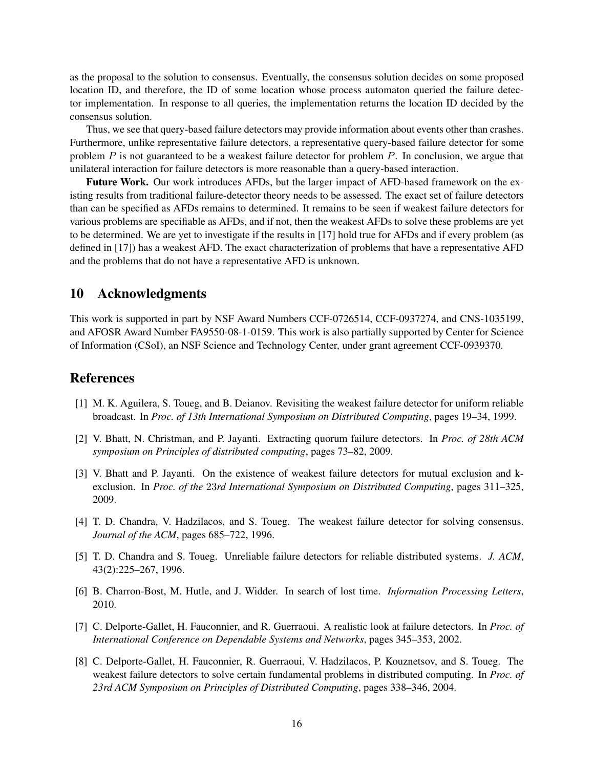as the proposal to the solution to consensus. Eventually, the consensus solution decides on some proposed location ID, and therefore, the ID of some location whose process automaton queried the failure detector implementation. In response to all queries, the implementation returns the location ID decided by the consensus solution.

Thus, we see that query-based failure detectors may provide information about events other than crashes. Furthermore, unlike representative failure detectors, a representative query-based failure detector for some problem $P$ is not guaranteed to be a weakest failure detector for problem $P$. In conclusion, we argue that unilateral interaction for failure detectors is more reasonable than a query-based interaction.

**Future Work.** Our work introduces AFDs, but the larger impact of AFD-based framework on the existing results from traditional failure-detector theory needs to be assessed. The exact set of failure detectors than can be specified as AFDs remains to determined. It remains to be seen if weakest failure detectors for various problems are specifiable as AFDs, and if not, then the weakest AFDs to solve these problems are yet to be determined. We are yet to investigate if the results in [17] hold true for AFDs and if every problem (as defined in [17]) has a weakest AFD. The exact characterization of problems that have a representative AFD and the problems that do not have a representative AFD is unknown.

## 10 Acknowledgments

This work is supported in part by NSF Award Numbers CCF-0726514, CCF-0937274, and CNS-1035199, and AFOSR Award Number FA9550-08-1-0159. This work is also partially supported by Center for Science of Information (CSoI), an NSF Science and Technology Center, under grant agreement CCF-0939370.

## References

[1] M. K. Aguilera, S. Toueg, and B. Deianov. Revisiting the weakest failure detector for uniform reliable broadcast. In *Proc. of 13th International Symposium on Distributed Computing*, pages 19–34, 1999.

[2] V. Bhatt, N. Christman, and P. Jayanti. Extracting quorum failure detectors. In *Proc. of 28th ACM symposium on Principles of distributed computing*, pages 73–82, 2009.

[3] V. Bhatt and P. Jayanti. On the existence of weakest failure detectors for mutual exclusion and k-exclusion. In *Proc. of the 23rd International Symposium on Distributed Computing*, pages 311–325, 2009.

[4] T. D. Chandra, V. Hadzilacos, and S. Toueg. The weakest failure detector for solving consensus. *Journal of the ACM*, pages 685–722, 1996.

[5] T. D. Chandra and S. Toueg. Unreliable failure detectors for reliable distributed systems. *J. ACM*, 43(2):225–267, 1996.

[6] B. Charron-Bost, M. Hutle, and J. Widder. In search of lost time. *Information Processing Letters*, 2010.

[7] C. Delporte-Gallet, H. Fauconnier, and R. Guerraoui. A realistic look at failure detectors. In *Proc. of International Conference on Dependable Systems and Networks*, pages 345–353, 2002.

[8] C. Delporte-Gallet, H. Fauconnier, R. Guerraoui, V. Hadzilacos, P. Kouznetsov, and S. Toueg. The weakest failure detectors to solve certain fundamental problems in distributed computing. In *Proc. of 23rd ACM Symposium on Principles of Distributed Computing*, pages 338–346, 2004.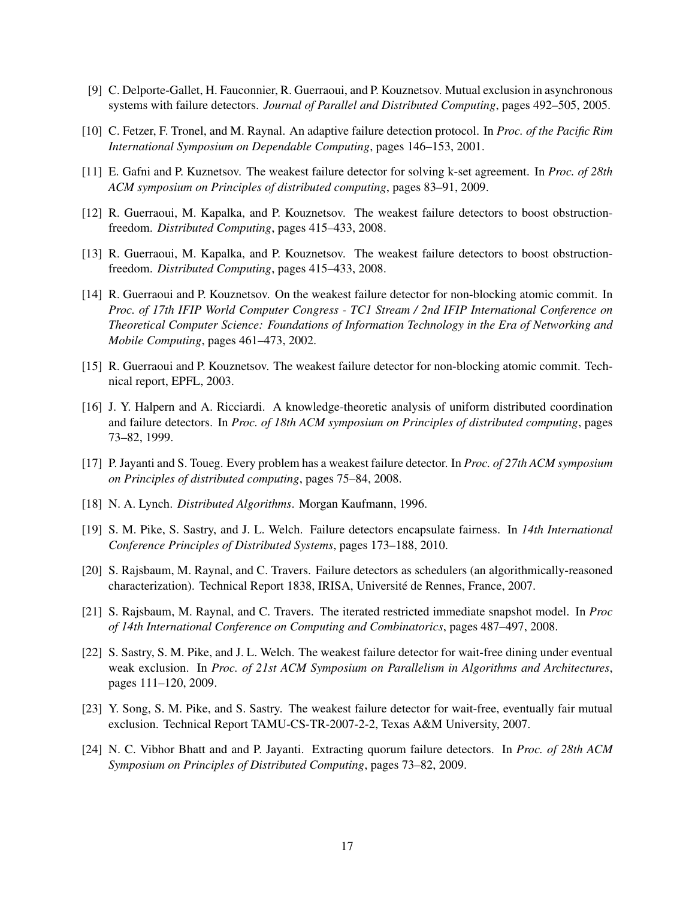[9] C. Delporte-Gallet, H. Fauconnier, R. Guerraoui, and P. Kouznetsov. Mutual exclusion in asynchronous systems with failure detectors. *Journal of Parallel and Distributed Computing*, pages 492–505, 2005.

[10] C. Fetzer, F. Tronel, and M. Raynal. An adaptive failure detection protocol. In *Proc. of the Pacific Rim International Symposium on Dependable Computing*, pages 146–153, 2001.

[11] E. Gafni and P. Kuznetsov. The weakest failure detector for solving k-set agreement. In *Proc. of 28th ACM symposium on Principles of distributed computing*, pages 83–91, 2009.

[12] R. Guerraoui, M. Kapalka, and P. Kouznetsov. The weakest failure detectors to boost obstruction-freedom. *Distributed Computing*, pages 415–433, 2008.

[13] R. Guerraoui, M. Kapalka, and P. Kouznetsov. The weakest failure detectors to boost obstruction-freedom. *Distributed Computing*, pages 415–433, 2008.

[14] R. Guerraoui and P. Kouznetsov. On the weakest failure detector for non-blocking atomic commit. In *Proc. of 17th IFIP World Computer Congress - TC1 Stream / 2nd IFIP International Conference on Theoretical Computer Science: Foundations of Information Technology in the Era of Networking and Mobile Computing*, pages 461–473, 2002.

[15] R. Guerraoui and P. Kouznetsov. The weakest failure detector for non-blocking atomic commit. Technical report, EPFL, 2003.

[16] J. Y. Halpern and A. Ricciardi. A knowledge-theoretic analysis of uniform distributed coordination and failure detectors. In *Proc. of 18th ACM symposium on Principles of distributed computing*, pages 73–82, 1999.

[17] P. Jayanti and S. Toueg. Every problem has a weakest failure detector. In *Proc. of 27th ACM symposium on Principles of distributed computing*, pages 75–84, 2008.

[18] N. A. Lynch. *Distributed Algorithms*. Morgan Kaufmann, 1996.

[19] S. M. Pike, S. Sastry, and J. L. Welch. Failure detectors encapsulate fairness. In *14th International Conference Principles of Distributed Systems*, pages 173–188, 2010.

[20] S. Rajsbaum, M. Raynal, and C. Travers. Failure detectors as schedulers (an algorithmically-reasoned characterization). Technical Report 1838, IRISA, Université de Rennes, France, 2007.

[21] S. Rajsbaum, M. Raynal, and C. Travers. The iterated restricted immediate snapshot model. In *Proc of 14th International Conference on Computing and Combinatorics*, pages 487–497, 2008.

[22] S. Sastry, S. M. Pike, and J. L. Welch. The weakest failure detector for wait-free dining under eventual weak exclusion. In *Proc. of 21st ACM Symposium on Parallelism in Algorithms and Architectures*, pages 111–120, 2009.

[23] Y. Song, S. M. Pike, and S. Sastry. The weakest failure detector for wait-free, eventually fair mutual exclusion. Technical Report TAMU-CS-TR-2007-2-2, Texas A&M University, 2007.

[24] N. C. Vibhor Bhatt and and P. Jayanti. Extracting quorum failure detectors. In *Proc. of 28th ACM Symposium on Principles of Distributed Computing*, pages 73–82, 2009.